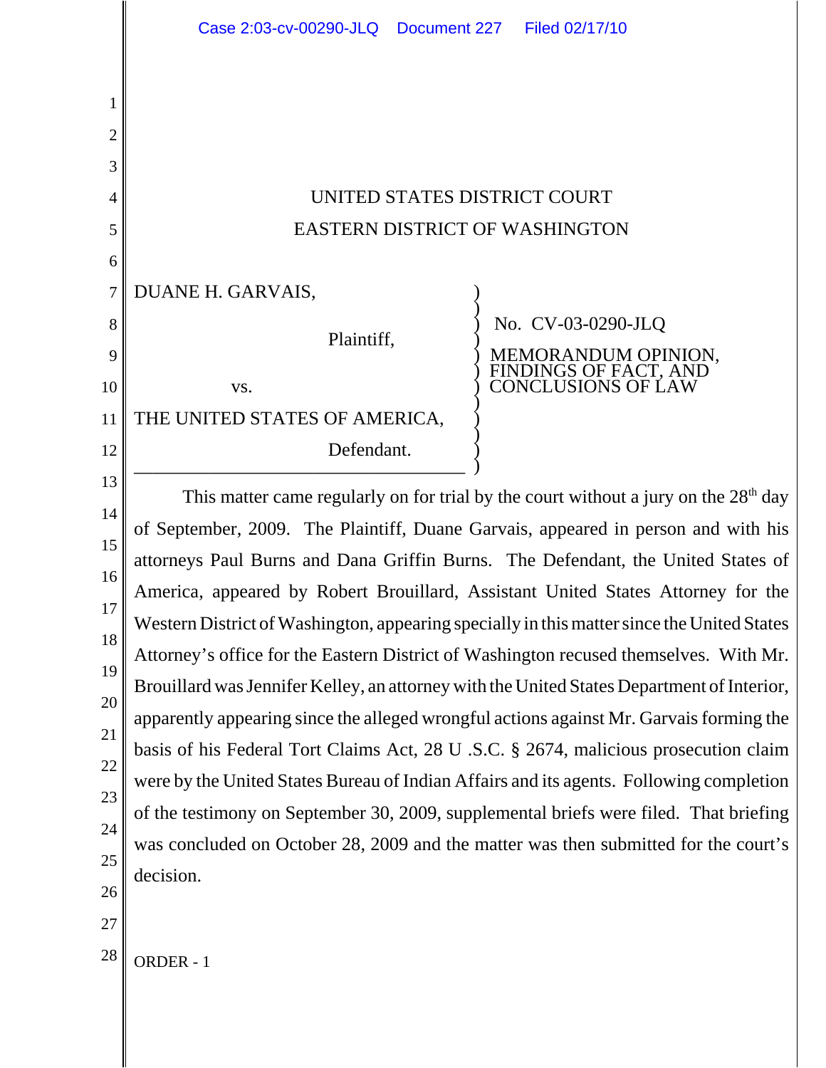UNITED STATES DISTRICT COURT
EASTERN DISTRICT OF WASHINGTON

| | |
|---|---|
| DUANE H. GARVAIS, Plaintiff, vs. THE UNITED STATES OF AMERICA, Defendant. | No. CV-03-0290-JLQ MEMORANDUM OPINION, FINDINGS OF FACT, AND CONCLUSIONS OF LAW |

This matter came regularly on for trial by the court without a jury on the 28th day of September, 2009. The Plaintiff, Duane Garvais, appeared in person and with his attorneys Paul Burns and Dana Griffin Burns. The Defendant, the United States of America, appeared by Robert Brouillard, Assistant United States Attorney for the Western District of Washington, appearing specially in this matter since the United States Attorney's office for the Eastern District of Washington recused themselves. With Mr. Brouillard was Jennifer Kelley, an attorney with the United States Department of Interior, apparently appearing since the alleged wrongful actions against Mr. Garvais forming the basis of his Federal Tort Claims Act, 28 U .S.C. § 2674, malicious prosecution claim were by the United States Bureau of Indian Affairs and its agents. Following completion of the testimony on September 30, 2009, supplemental briefs were filed. That briefing was concluded on October 28, 2009 and the matter was then submitted for the court's decision.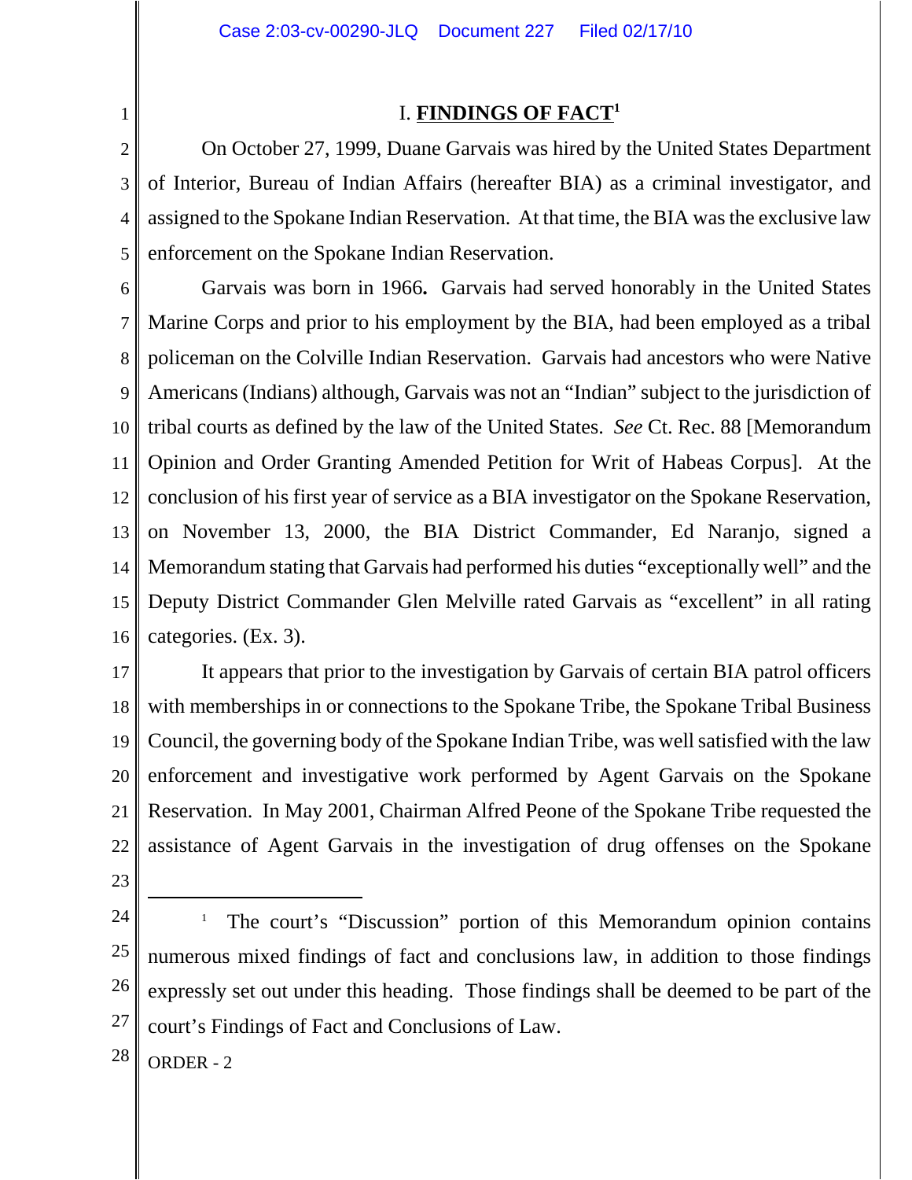# I. **FINDINGS OF FACT**[1]

On October 27, 1999, Duane Garvais was hired by the United States Department of Interior, Bureau of Indian Affairs (hereafter BIA) as a criminal investigator, and assigned to the Spokane Indian Reservation. At that time, the BIA was the exclusive law enforcement on the Spokane Indian Reservation.

Garvais was born in 1966**.** Garvais had served honorably in the United States Marine Corps and prior to his employment by the BIA, had been employed as a tribal policeman on the Colville Indian Reservation. Garvais had ancestors who were Native Americans (Indians) although, Garvais was not an "Indian" subject to the jurisdiction of tribal courts as defined by the law of the United States. *See* Ct. Rec. 88 [Memorandum Opinion and Order Granting Amended Petition for Writ of Habeas Corpus]. At the conclusion of his first year of service as a BIA investigator on the Spokane Reservation, on November 13, 2000, the BIA District Commander, Ed Naranjo, signed a Memorandum stating that Garvais had performed his duties "exceptionally well" and the Deputy District Commander Glen Melville rated Garvais as "excellent" in all rating categories. (Ex. 3).

It appears that prior to the investigation by Garvais of certain BIA patrol officers with memberships in or connections to the Spokane Tribe, the Spokane Tribal Business Council, the governing body of the Spokane Indian Tribe, was well satisfied with the law enforcement and investigative work performed by Agent Garvais on the Spokane Reservation. In May 2001, Chairman Alfred Peone of the Spokane Tribe requested the assistance of Agent Garvais in the investigation of drug offenses on the Spokane

---

[1] The court's "Discussion" portion of this Memorandum opinion contains numerous mixed findings of fact and conclusions law, in addition to those findings expressly set out under this heading. Those findings shall be deemed to be part of the court's Findings of Fact and Conclusions of Law.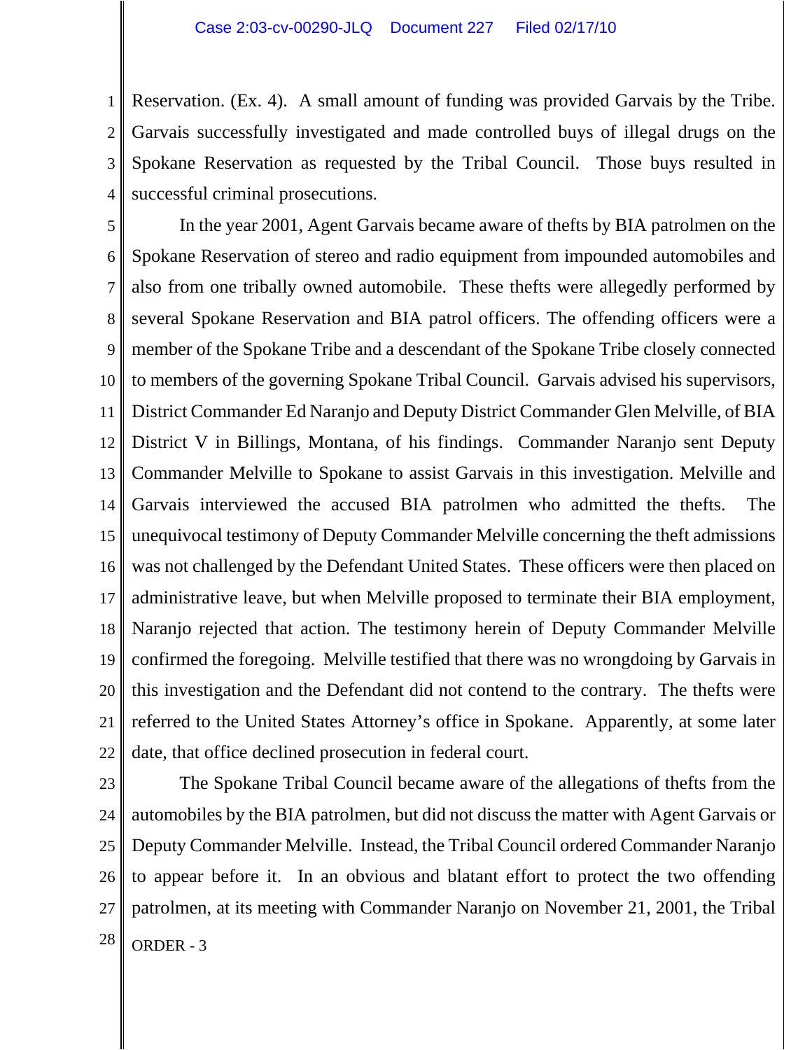Reservation. (Ex. 4). A small amount of funding was provided Garvais by the Tribe. Garvais successfully investigated and made controlled buys of illegal drugs on the Spokane Reservation as requested by the Tribal Council. Those buys resulted in successful criminal prosecutions.

In the year 2001, Agent Garvais became aware of thefts by BIA patrolmen on the Spokane Reservation of stereo and radio equipment from impounded automobiles and also from one tribally owned automobile. These thefts were allegedly performed by several Spokane Reservation and BIA patrol officers. The offending officers were a member of the Spokane Tribe and a descendant of the Spokane Tribe closely connected to members of the governing Spokane Tribal Council. Garvais advised his supervisors, District Commander Ed Naranjo and Deputy District Commander Glen Melville, of BIA District V in Billings, Montana, of his findings. Commander Naranjo sent Deputy Commander Melville to Spokane to assist Garvais in this investigation. Melville and Garvais interviewed the accused BIA patrolmen who admitted the thefts. The unequivocal testimony of Deputy Commander Melville concerning the theft admissions was not challenged by the Defendant United States. These officers were then placed on administrative leave, but when Melville proposed to terminate their BIA employment, Naranjo rejected that action. The testimony herein of Deputy Commander Melville confirmed the foregoing. Melville testified that there was no wrongdoing by Garvais in this investigation and the Defendant did not contend to the contrary. The thefts were referred to the United States Attorney's office in Spokane. Apparently, at some later date, that office declined prosecution in federal court.

The Spokane Tribal Council became aware of the allegations of thefts from the automobiles by the BIA patrolmen, but did not discuss the matter with Agent Garvais or Deputy Commander Melville. Instead, the Tribal Council ordered Commander Naranjo to appear before it. In an obvious and blatant effort to protect the two offending patrolmen, at its meeting with Commander Naranjo on November 21, 2001, the Tribal

ORDER - 3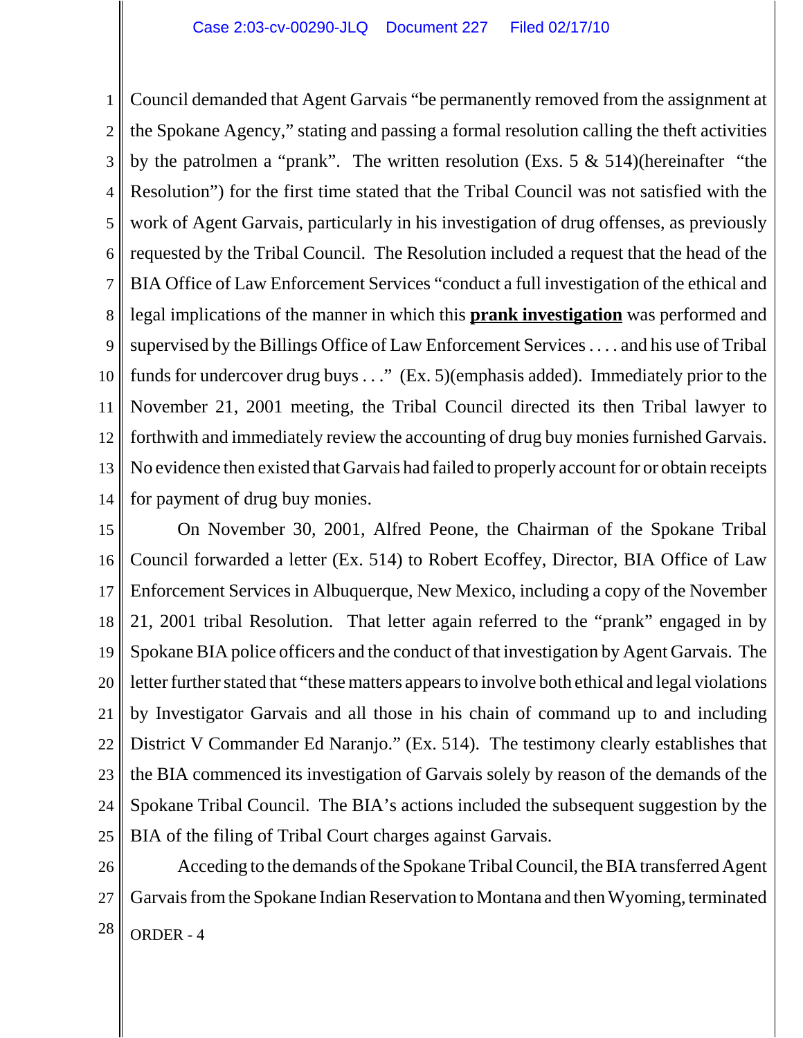Council demanded that Agent Garvais "be permanently removed from the assignment at the Spokane Agency," stating and passing a formal resolution calling the theft activities by the patrolmen a "prank". The written resolution (Exs. 5 & 514)(hereinafter "the Resolution") for the first time stated that the Tribal Council was not satisfied with the work of Agent Garvais, particularly in his investigation of drug offenses, as previously requested by the Tribal Council. The Resolution included a request that the head of the BIA Office of Law Enforcement Services "conduct a full investigation of the ethical and legal implications of the manner in which this **prank investigation** was performed and supervised by the Billings Office of Law Enforcement Services . . . . and his use of Tribal funds for undercover drug buys . . ." (Ex. 5)(emphasis added). Immediately prior to the November 21, 2001 meeting, the Tribal Council directed its then Tribal lawyer to forthwith and immediately review the accounting of drug buy monies furnished Garvais. No evidence then existed that Garvais had failed to properly account for or obtain receipts for payment of drug buy monies.

On November 30, 2001, Alfred Peone, the Chairman of the Spokane Tribal Council forwarded a letter (Ex. 514) to Robert Ecoffey, Director, BIA Office of Law Enforcement Services in Albuquerque, New Mexico, including a copy of the November 21, 2001 tribal Resolution. That letter again referred to the "prank" engaged in by Spokane BIA police officers and the conduct of that investigation by Agent Garvais. The letter further stated that "these matters appears to involve both ethical and legal violations by Investigator Garvais and all those in his chain of command up to and including District V Commander Ed Naranjo." (Ex. 514). The testimony clearly establishes that the BIA commenced its investigation of Garvais solely by reason of the demands of the Spokane Tribal Council. The BIA's actions included the subsequent suggestion by the BIA of the filing of Tribal Court charges against Garvais.

Acceding to the demands of the Spokane Tribal Council, the BIA transferred Agent Garvais from the Spokane Indian Reservation to Montana and then Wyoming, terminated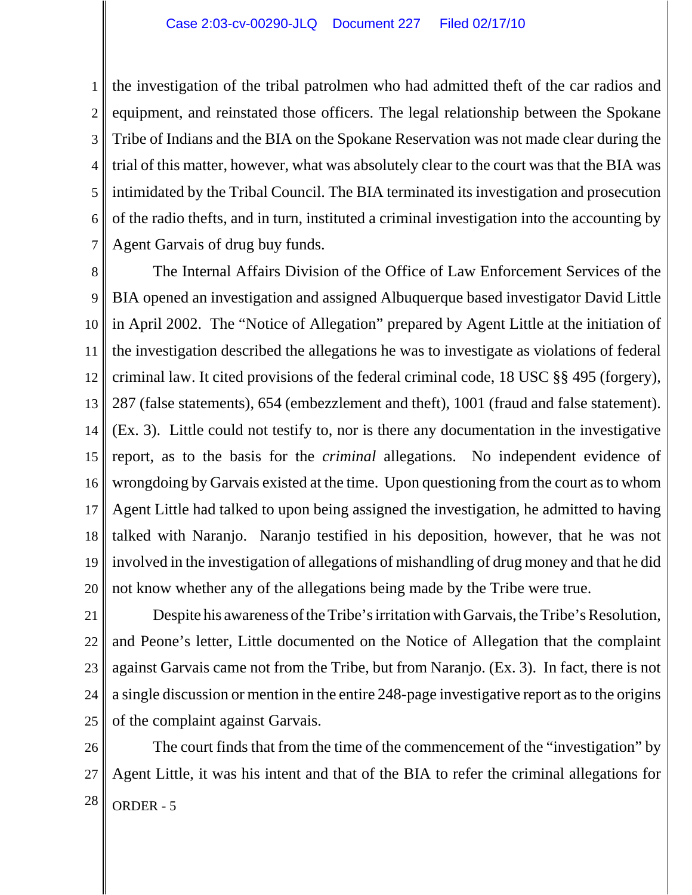the investigation of the tribal patrolmen who had admitted theft of the car radios and equipment, and reinstated those officers. The legal relationship between the Spokane Tribe of Indians and the BIA on the Spokane Reservation was not made clear during the trial of this matter, however, what was absolutely clear to the court was that the BIA was intimidated by the Tribal Council. The BIA terminated its investigation and prosecution of the radio thefts, and in turn, instituted a criminal investigation into the accounting by Agent Garvais of drug buy funds.

The Internal Affairs Division of the Office of Law Enforcement Services of the BIA opened an investigation and assigned Albuquerque based investigator David Little in April 2002. The "Notice of Allegation" prepared by Agent Little at the initiation of the investigation described the allegations he was to investigate as violations of federal criminal law. It cited provisions of the federal criminal code, 18 USC §§ 495 (forgery), 287 (false statements), 654 (embezzlement and theft), 1001 (fraud and false statement). (Ex. 3). Little could not testify to, nor is there any documentation in the investigative report, as to the basis for the *criminal* allegations. No independent evidence of wrongdoing by Garvais existed at the time. Upon questioning from the court as to whom Agent Little had talked to upon being assigned the investigation, he admitted to having talked with Naranjo. Naranjo testified in his deposition, however, that he was not involved in the investigation of allegations of mishandling of drug money and that he did not know whether any of the allegations being made by the Tribe were true.

Despite his awareness of the Tribe's irritation with Garvais, the Tribe's Resolution, and Peone's letter, Little documented on the Notice of Allegation that the complaint against Garvais came not from the Tribe, but from Naranjo. (Ex. 3). In fact, there is not a single discussion or mention in the entire 248-page investigative report as to the origins of the complaint against Garvais.

The court finds that from the time of the commencement of the "investigation" by Agent Little, it was his intent and that of the BIA to refer the criminal allegations for

ORDER - 5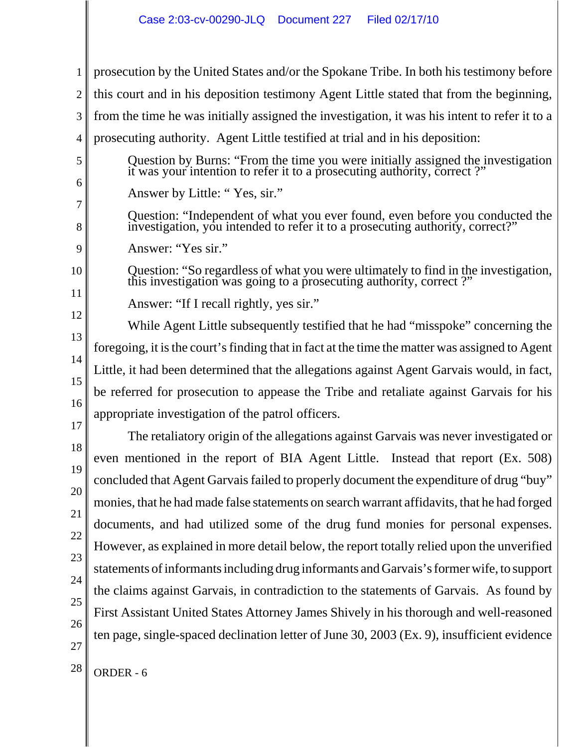prosecution by the United States and/or the Spokane Tribe. In both his testimony before this court and in his deposition testimony Agent Little stated that from the beginning, from the time he was initially assigned the investigation, it was his intent to refer it to a prosecuting authority. Agent Little testified at trial and in his deposition:

> Question by Burns: "From the time you were initially assigned the investigation it was your intention to refer it to a prosecuting authority, correct ?"
>
> Answer by Little: " Yes, sir."
>
> Question: "Independent of what you ever found, even before you conducted the investigation, you intended to refer it to a prosecuting authority, correct?"
>
> Answer: "Yes sir."
>
> Question: "So regardless of what you were ultimately to find in the investigation, this investigation was going to a prosecuting authority, correct ?"
>
> Answer: "If I recall rightly, yes sir."

While Agent Little subsequently testified that he had "misspoke" concerning the foregoing, it is the court's finding that in fact at the time the matter was assigned to Agent Little, it had been determined that the allegations against Agent Garvais would, in fact, be referred for prosecution to appease the Tribe and retaliate against Garvais for his appropriate investigation of the patrol officers.

The retaliatory origin of the allegations against Garvais was never investigated or even mentioned in the report of BIA Agent Little. Instead that report (Ex. 508) concluded that Agent Garvais failed to properly document the expenditure of drug "buy" monies, that he had made false statements on search warrant affidavits, that he had forged documents, and had utilized some of the drug fund monies for personal expenses. However, as explained in more detail below, the report totally relied upon the unverified statements of informants including drug informants and Garvais's former wife, to support the claims against Garvais, in contradiction to the statements of Garvais. As found by First Assistant United States Attorney James Shively in his thorough and well-reasoned ten page, single-spaced declination letter of June 30, 2003 (Ex. 9), insufficient evidence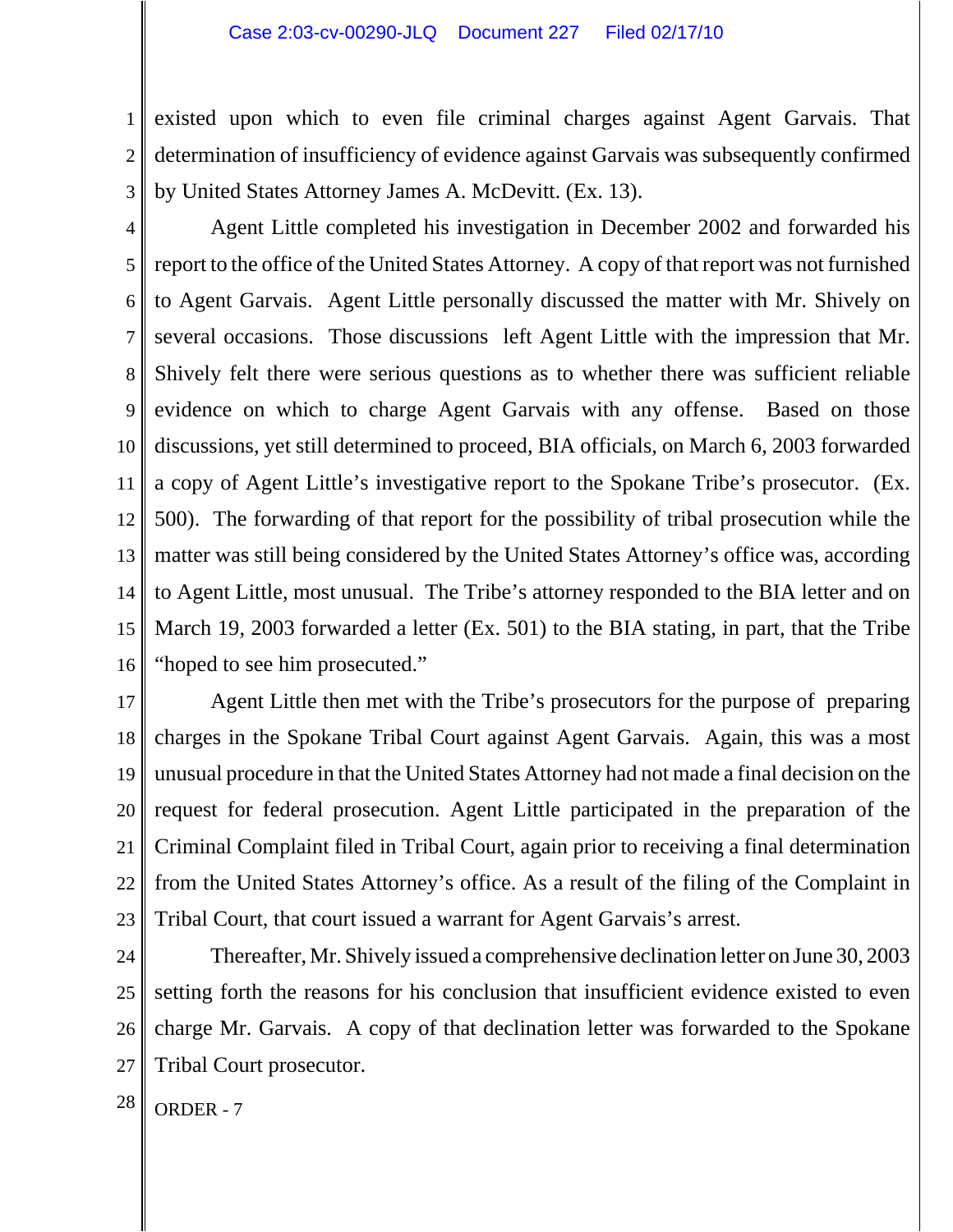existed upon which to even file criminal charges against Agent Garvais. That determination of insufficiency of evidence against Garvais was subsequently confirmed by United States Attorney James A. McDevitt. (Ex. 13).

Agent Little completed his investigation in December 2002 and forwarded his report to the office of the United States Attorney. A copy of that report was not furnished to Agent Garvais. Agent Little personally discussed the matter with Mr. Shively on several occasions. Those discussions left Agent Little with the impression that Mr. Shively felt there were serious questions as to whether there was sufficient reliable evidence on which to charge Agent Garvais with any offense. Based on those discussions, yet still determined to proceed, BIA officials, on March 6, 2003 forwarded a copy of Agent Little's investigative report to the Spokane Tribe's prosecutor. (Ex. 500). The forwarding of that report for the possibility of tribal prosecution while the matter was still being considered by the United States Attorney's office was, according to Agent Little, most unusual. The Tribe's attorney responded to the BIA letter and on March 19, 2003 forwarded a letter (Ex. 501) to the BIA stating, in part, that the Tribe "hoped to see him prosecuted."

Agent Little then met with the Tribe's prosecutors for the purpose of preparing charges in the Spokane Tribal Court against Agent Garvais. Again, this was a most unusual procedure in that the United States Attorney had not made a final decision on the request for federal prosecution. Agent Little participated in the preparation of the Criminal Complaint filed in Tribal Court, again prior to receiving a final determination from the United States Attorney's office. As a result of the filing of the Complaint in Tribal Court, that court issued a warrant for Agent Garvais's arrest.

Thereafter, Mr. Shively issued a comprehensive declination letter on June 30, 2003 setting forth the reasons for his conclusion that insufficient evidence existed to even charge Mr. Garvais. A copy of that declination letter was forwarded to the Spokane Tribal Court prosecutor.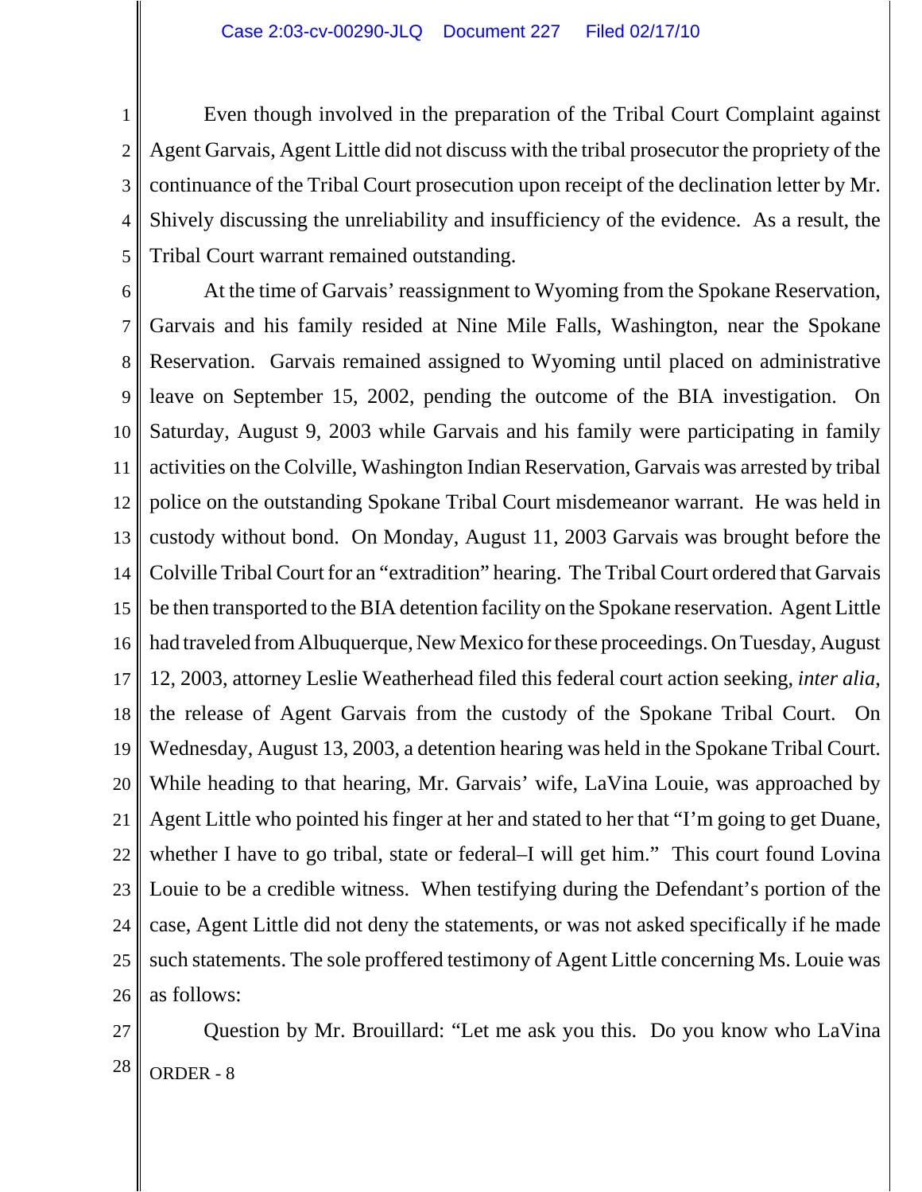Even though involved in the preparation of the Tribal Court Complaint against Agent Garvais, Agent Little did not discuss with the tribal prosecutor the propriety of the continuance of the Tribal Court prosecution upon receipt of the declination letter by Mr. Shively discussing the unreliability and insufficiency of the evidence. As a result, the Tribal Court warrant remained outstanding.

At the time of Garvais' reassignment to Wyoming from the Spokane Reservation, Garvais and his family resided at Nine Mile Falls, Washington, near the Spokane Reservation. Garvais remained assigned to Wyoming until placed on administrative leave on September 15, 2002, pending the outcome of the BIA investigation. On Saturday, August 9, 2003 while Garvais and his family were participating in family activities on the Colville, Washington Indian Reservation, Garvais was arrested by tribal police on the outstanding Spokane Tribal Court misdemeanor warrant. He was held in custody without bond. On Monday, August 11, 2003 Garvais was brought before the Colville Tribal Court for an "extradition" hearing. The Tribal Court ordered that Garvais be then transported to the BIA detention facility on the Spokane reservation. Agent Little had traveled from Albuquerque, New Mexico for these proceedings. On Tuesday, August 12, 2003, attorney Leslie Weatherhead filed this federal court action seeking, *inter alia*, the release of Agent Garvais from the custody of the Spokane Tribal Court. On Wednesday, August 13, 2003, a detention hearing was held in the Spokane Tribal Court. While heading to that hearing, Mr. Garvais' wife, LaVina Louie, was approached by Agent Little who pointed his finger at her and stated to her that "I'm going to get Duane, whether I have to go tribal, state or federal–I will get him." This court found Lovina Louie to be a credible witness. When testifying during the Defendant's portion of the case, Agent Little did not deny the statements, or was not asked specifically if he made such statements. The sole proffered testimony of Agent Little concerning Ms. Louie was as follows:

Question by Mr. Brouillard: "Let me ask you this. Do you know who LaVina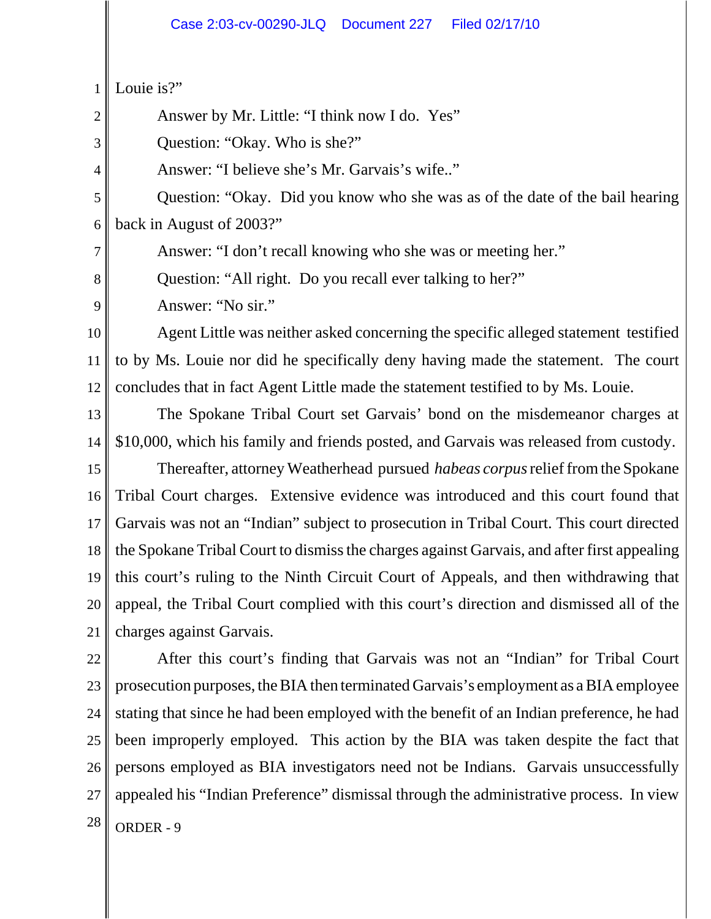Louie is?"

Answer by Mr. Little: "I think now I do. Yes"

Question: "Okay. Who is she?"

Answer: "I believe she's Mr. Garvais's wife.."

Question: "Okay. Did you know who she was as of the date of the bail hearing back in August of 2003?"

Answer: "I don't recall knowing who she was or meeting her."

Question: "All right. Do you recall ever talking to her?"

Answer: "No sir."

Agent Little was neither asked concerning the specific alleged statement testified to by Ms. Louie nor did he specifically deny having made the statement. The court concludes that in fact Agent Little made the statement testified to by Ms. Louie.

The Spokane Tribal Court set Garvais' bond on the misdemeanor charges at $10,000, which his family and friends posted, and Garvais was released from custody.

Thereafter, attorney Weatherhead pursued *habeas corpus* relief from the Spokane Tribal Court charges. Extensive evidence was introduced and this court found that Garvais was not an "Indian" subject to prosecution in Tribal Court. This court directed the Spokane Tribal Court to dismiss the charges against Garvais, and after first appealing this court's ruling to the Ninth Circuit Court of Appeals, and then withdrawing that appeal, the Tribal Court complied with this court's direction and dismissed all of the charges against Garvais.

After this court's finding that Garvais was not an "Indian" for Tribal Court prosecution purposes, the BIA then terminated Garvais's employment as a BIA employee stating that since he had been employed with the benefit of an Indian preference, he had been improperly employed. This action by the BIA was taken despite the fact that persons employed as BIA investigators need not be Indians. Garvais unsuccessfully appealed his "Indian Preference" dismissal through the administrative process. In view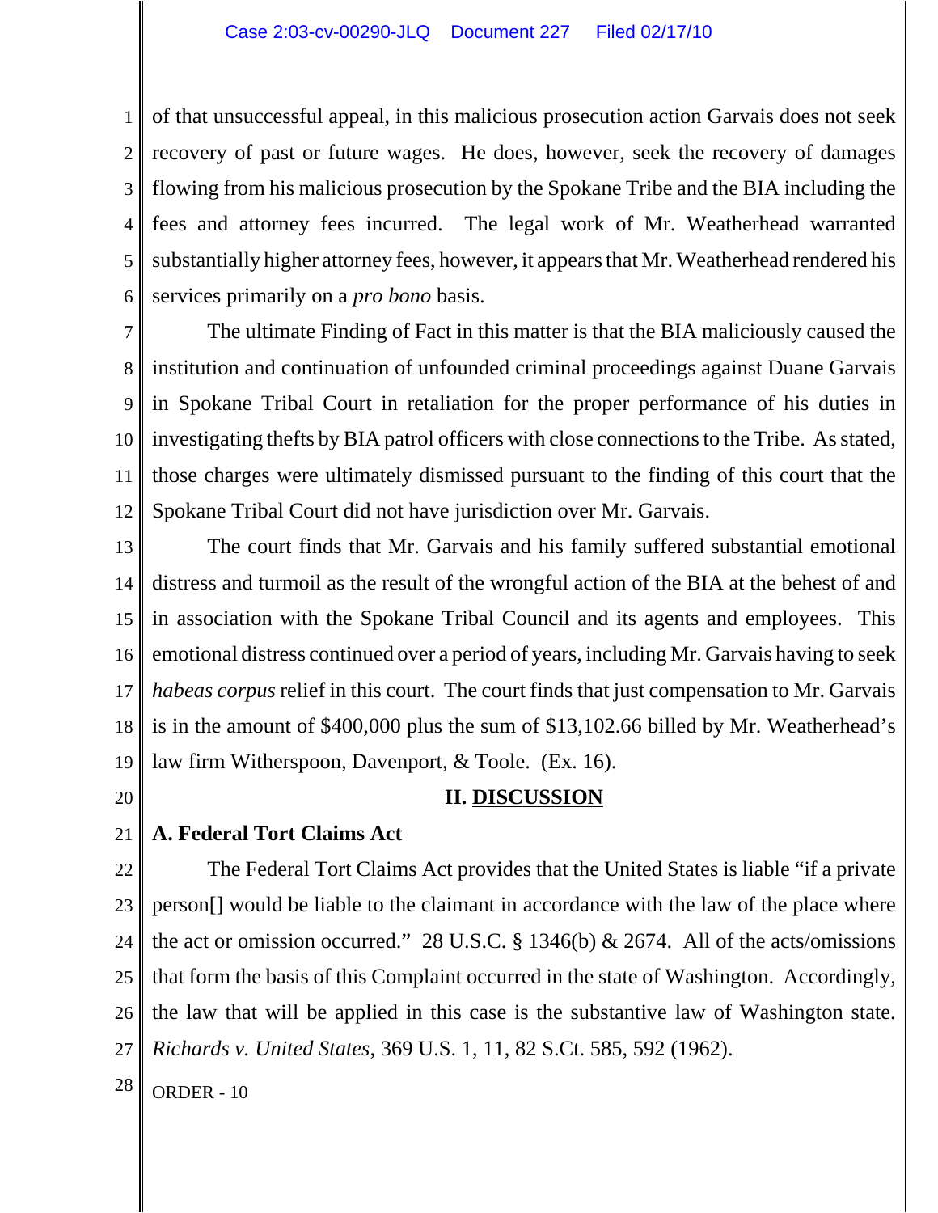of that unsuccessful appeal, in this malicious prosecution action Garvais does not seek recovery of past or future wages. He does, however, seek the recovery of damages flowing from his malicious prosecution by the Spokane Tribe and the BIA including the fees and attorney fees incurred. The legal work of Mr. Weatherhead warranted substantially higher attorney fees, however, it appears that Mr. Weatherhead rendered his services primarily on a *pro bono* basis.

The ultimate Finding of Fact in this matter is that the BIA maliciously caused the institution and continuation of unfounded criminal proceedings against Duane Garvais in Spokane Tribal Court in retaliation for the proper performance of his duties in investigating thefts by BIA patrol officers with close connections to the Tribe. As stated, those charges were ultimately dismissed pursuant to the finding of this court that the Spokane Tribal Court did not have jurisdiction over Mr. Garvais.

The court finds that Mr. Garvais and his family suffered substantial emotional distress and turmoil as the result of the wrongful action of the BIA at the behest of and in association with the Spokane Tribal Council and its agents and employees. This emotional distress continued over a period of years, including Mr. Garvais having to seek *habeas corpus* relief in this court. The court finds that just compensation to Mr. Garvais is in the amount of $400,000 plus the sum of $13,102.66 billed by Mr. Weatherhead's law firm Witherspoon, Davenport, & Toole. (Ex. 16).

## II. DISCUSSION

### A. Federal Tort Claims Act

The Federal Tort Claims Act provides that the United States is liable "if a private person[] would be liable to the claimant in accordance with the law of the place where the act or omission occurred." 28 U.S.C. § 1346(b) & 2674. All of the acts/omissions that form the basis of this Complaint occurred in the state of Washington. Accordingly, the law that will be applied in this case is the substantive law of Washington state. *Richards v. United States*, 369 U.S. 1, 11, 82 S.Ct. 585, 592 (1962).

ORDER - 10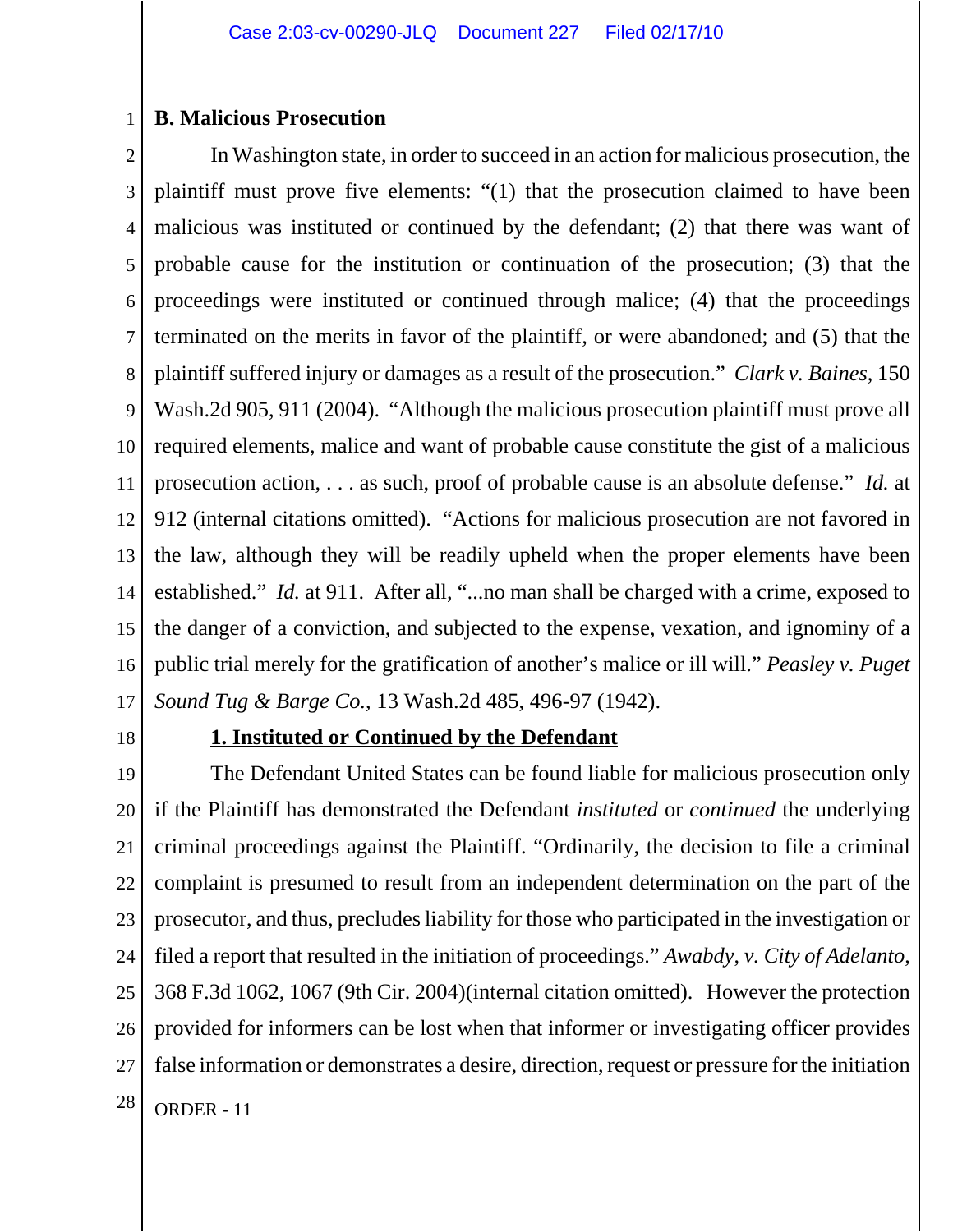**B. Malicious Prosecution**

In Washington state, in order to succeed in an action for malicious prosecution, the plaintiff must prove five elements: "(1) that the prosecution claimed to have been malicious was instituted or continued by the defendant; (2) that there was want of probable cause for the institution or continuation of the prosecution; (3) that the proceedings were instituted or continued through malice; (4) that the proceedings terminated on the merits in favor of the plaintiff, or were abandoned; and (5) that the plaintiff suffered injury or damages as a result of the prosecution." *Clark v. Baines*, 150 Wash.2d 905, 911 (2004). "Although the malicious prosecution plaintiff must prove all required elements, malice and want of probable cause constitute the gist of a malicious prosecution action, . . . as such, proof of probable cause is an absolute defense." *Id.* at 912 (internal citations omitted). "Actions for malicious prosecution are not favored in the law, although they will be readily upheld when the proper elements have been established." *Id.* at 911. After all, "...no man shall be charged with a crime, exposed to the danger of a conviction, and subjected to the expense, vexation, and ignominy of a public trial merely for the gratification of another's malice or ill will." *Peasley v. Puget Sound Tug & Barge Co.*, 13 Wash.2d 485, 496-97 (1942).

**1. Instituted or Continued by the Defendant**

The Defendant United States can be found liable for malicious prosecution only if the Plaintiff has demonstrated the Defendant *instituted* or *continued* the underlying criminal proceedings against the Plaintiff. "Ordinarily, the decision to file a criminal complaint is presumed to result from an independent determination on the part of the prosecutor, and thus, precludes liability for those who participated in the investigation or filed a report that resulted in the initiation of proceedings." *Awabdy, v. City of Adelanto*, 368 F.3d 1062, 1067 (9th Cir. 2004)(internal citation omitted). However the protection provided for informers can be lost when that informer or investigating officer provides false information or demonstrates a desire, direction, request or pressure for the initiation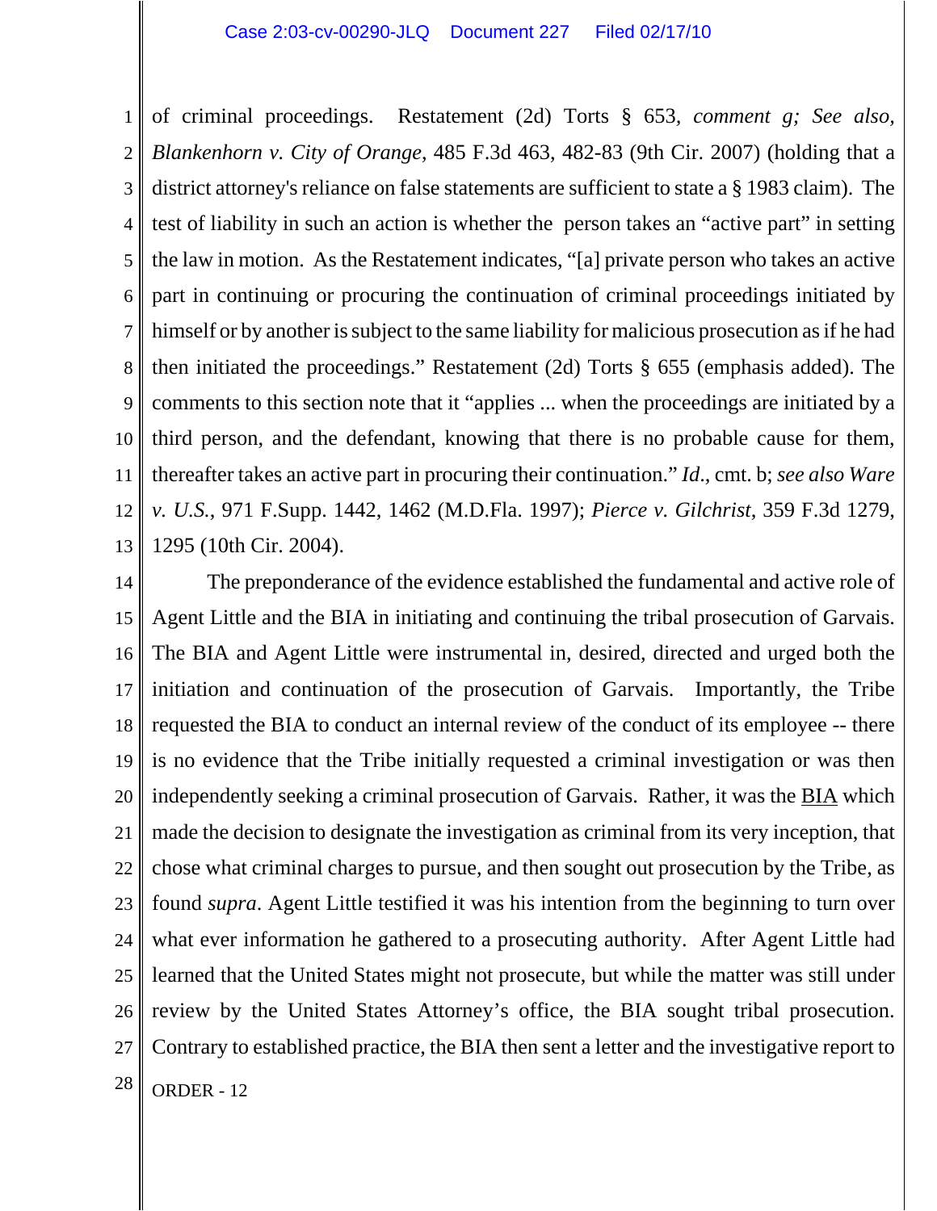of criminal proceedings. Restatement (2d) Torts § 653, *comment g; See also, Blankenhorn v. City of Orange*, 485 F.3d 463, 482-83 (9th Cir. 2007) (holding that a district attorney's reliance on false statements are sufficient to state a § 1983 claim). The test of liability in such an action is whether the person takes an "active part" in setting the law in motion. As the Restatement indicates, "[a] private person who takes an active part in continuing or procuring the continuation of criminal proceedings initiated by himself or by another is subject to the same liability for malicious prosecution as if he had then initiated the proceedings." Restatement (2d) Torts § 655 (emphasis added). The comments to this section note that it "applies ... when the proceedings are initiated by a third person, and the defendant, knowing that there is no probable cause for them, thereafter takes an active part in procuring their continuation." *Id*., cmt. b; *see also Ware v. U.S.*, 971 F.Supp. 1442, 1462 (M.D.Fla. 1997); *Pierce v. Gilchrist*, 359 F.3d 1279, 1295 (10th Cir. 2004).

The preponderance of the evidence established the fundamental and active role of Agent Little and the BIA in initiating and continuing the tribal prosecution of Garvais. The BIA and Agent Little were instrumental in, desired, directed and urged both the initiation and continuation of the prosecution of Garvais. Importantly, the Tribe requested the BIA to conduct an internal review of the conduct of its employee -- there is no evidence that the Tribe initially requested a criminal investigation or was then independently seeking a criminal prosecution of Garvais. Rather, it was the <u>BIA</u> which made the decision to designate the investigation as criminal from its very inception, that chose what criminal charges to pursue, and then sought out prosecution by the Tribe, as found *supra*. Agent Little testified it was his intention from the beginning to turn over what ever information he gathered to a prosecuting authority. After Agent Little had learned that the United States might not prosecute, but while the matter was still under review by the United States Attorney's office, the BIA sought tribal prosecution. Contrary to established practice, the BIA then sent a letter and the investigative report to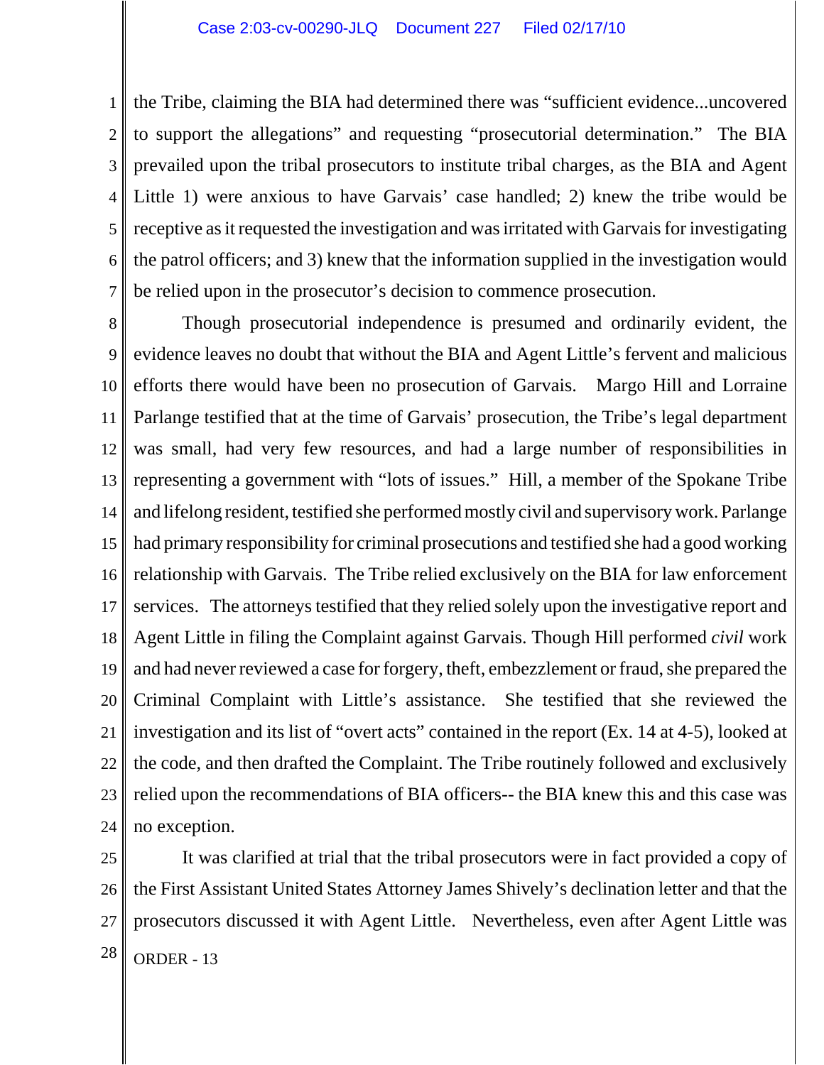the Tribe, claiming the BIA had determined there was "sufficient evidence...uncovered to support the allegations" and requesting "prosecutorial determination." The BIA prevailed upon the tribal prosecutors to institute tribal charges, as the BIA and Agent Little 1) were anxious to have Garvais' case handled; 2) knew the tribe would be receptive as it requested the investigation and was irritated with Garvais for investigating the patrol officers; and 3) knew that the information supplied in the investigation would be relied upon in the prosecutor's decision to commence prosecution.

Though prosecutorial independence is presumed and ordinarily evident, the evidence leaves no doubt that without the BIA and Agent Little's fervent and malicious efforts there would have been no prosecution of Garvais. Margo Hill and Lorraine Parlange testified that at the time of Garvais' prosecution, the Tribe's legal department was small, had very few resources, and had a large number of responsibilities in representing a government with "lots of issues." Hill, a member of the Spokane Tribe and lifelong resident, testified she performed mostly civil and supervisory work. Parlange had primary responsibility for criminal prosecutions and testified she had a good working relationship with Garvais. The Tribe relied exclusively on the BIA for law enforcement services. The attorneys testified that they relied solely upon the investigative report and Agent Little in filing the Complaint against Garvais. Though Hill performed *civil* work and had never reviewed a case for forgery, theft, embezzlement or fraud, she prepared the Criminal Complaint with Little's assistance. She testified that she reviewed the investigation and its list of "overt acts" contained in the report (Ex. 14 at 4-5), looked at the code, and then drafted the Complaint. The Tribe routinely followed and exclusively relied upon the recommendations of BIA officers-- the BIA knew this and this case was no exception.

It was clarified at trial that the tribal prosecutors were in fact provided a copy of the First Assistant United States Attorney James Shively's declination letter and that the prosecutors discussed it with Agent Little. Nevertheless, even after Agent Little was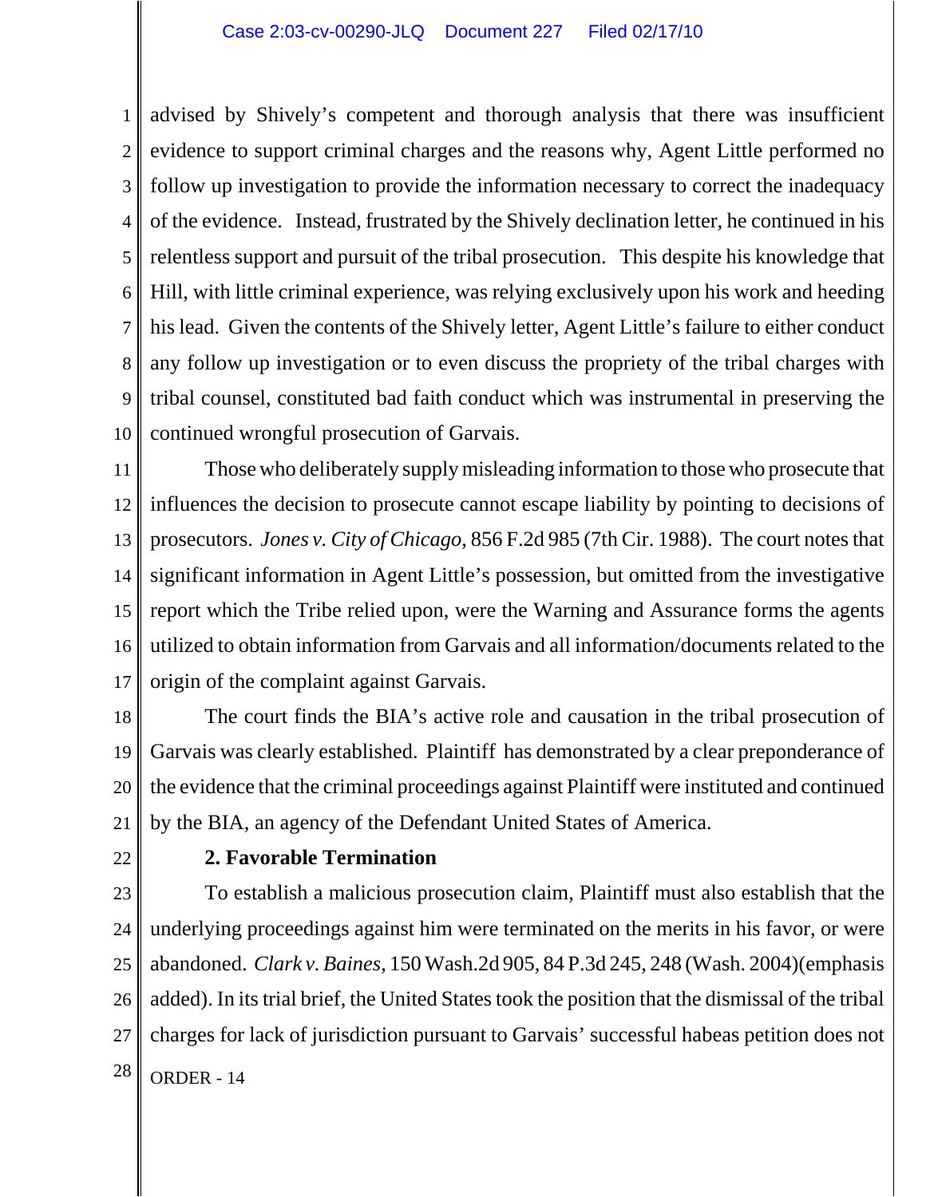advised by Shively's competent and thorough analysis that there was insufficient evidence to support criminal charges and the reasons why, Agent Little performed no follow up investigation to provide the information necessary to correct the inadequacy of the evidence. Instead, frustrated by the Shively declination letter, he continued in his relentless support and pursuit of the tribal prosecution. This despite his knowledge that Hill, with little criminal experience, was relying exclusively upon his work and heeding his lead. Given the contents of the Shively letter, Agent Little's failure to either conduct any follow up investigation or to even discuss the propriety of the tribal charges with tribal counsel, constituted bad faith conduct which was instrumental in preserving the continued wrongful prosecution of Garvais.

Those who deliberately supply misleading information to those who prosecute that influences the decision to prosecute cannot escape liability by pointing to decisions of prosecutors. *Jones v. City of Chicago*, 856 F.2d 985 (7th Cir. 1988). The court notes that significant information in Agent Little's possession, but omitted from the investigative report which the Tribe relied upon, were the Warning and Assurance forms the agents utilized to obtain information from Garvais and all information/documents related to the origin of the complaint against Garvais.

The court finds the BIA's active role and causation in the tribal prosecution of Garvais was clearly established. Plaintiff has demonstrated by a clear preponderance of the evidence that the criminal proceedings against Plaintiff were instituted and continued by the BIA, an agency of the Defendant United States of America.

**2. Favorable Termination**

To establish a malicious prosecution claim, Plaintiff must also establish that the underlying proceedings against him were terminated on the merits in his favor, or were abandoned. *Clark v. Baines*, 150 Wash.2d 905, 84 P.3d 245, 248 (Wash. 2004)(emphasis added). In its trial brief, the United States took the position that the dismissal of the tribal charges for lack of jurisdiction pursuant to Garvais' successful habeas petition does not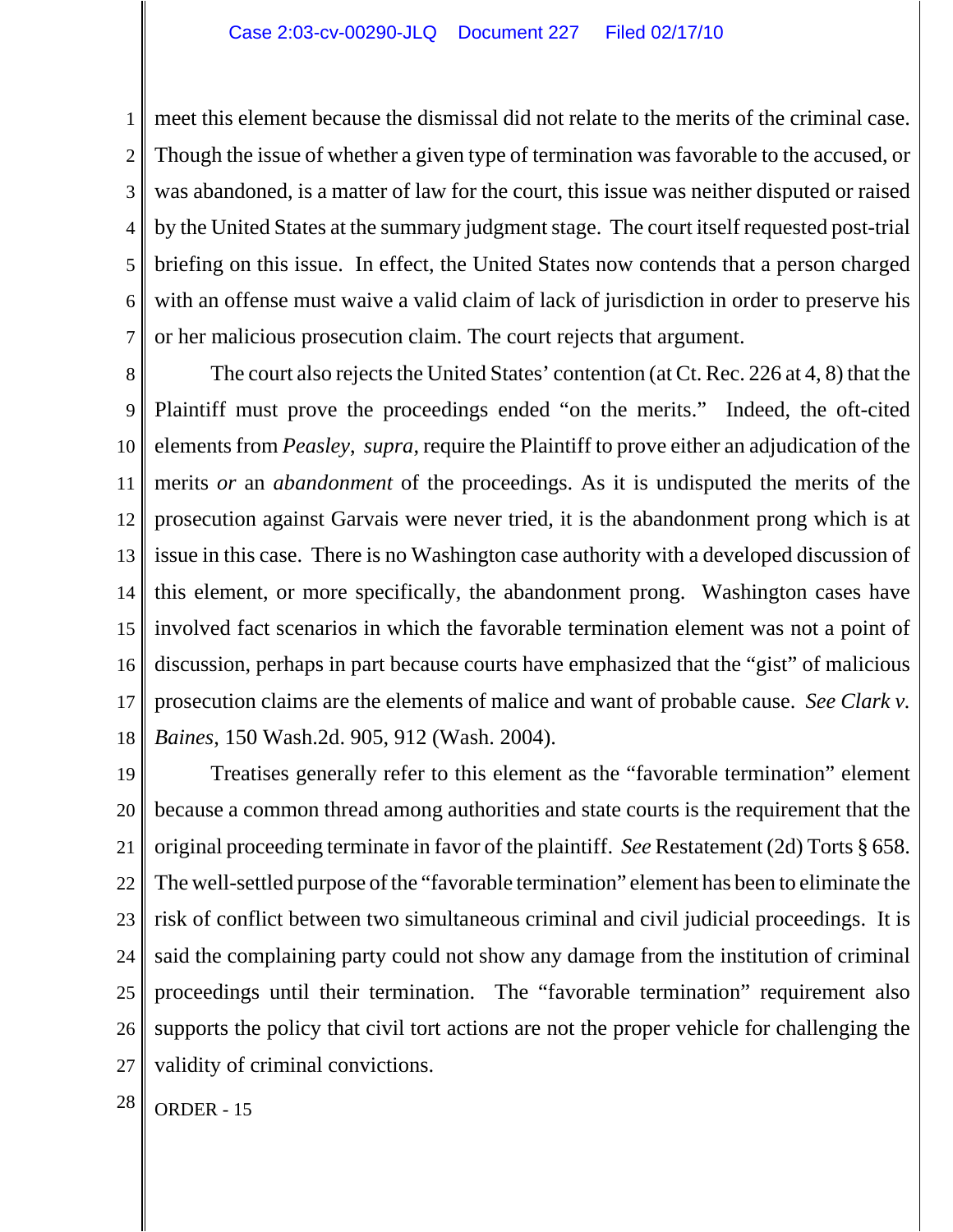meet this element because the dismissal did not relate to the merits of the criminal case. Though the issue of whether a given type of termination was favorable to the accused, or was abandoned, is a matter of law for the court, this issue was neither disputed or raised by the United States at the summary judgment stage. The court itself requested post-trial briefing on this issue. In effect, the United States now contends that a person charged with an offense must waive a valid claim of lack of jurisdiction in order to preserve his or her malicious prosecution claim. The court rejects that argument.

The court also rejects the United States' contention (at Ct. Rec. 226 at 4, 8) that the Plaintiff must prove the proceedings ended "on the merits." Indeed, the oft-cited elements from *Peasley*, *supra*, require the Plaintiff to prove either an adjudication of the merits *or* an *abandonment* of the proceedings. As it is undisputed the merits of the prosecution against Garvais were never tried, it is the abandonment prong which is at issue in this case. There is no Washington case authority with a developed discussion of this element, or more specifically, the abandonment prong. Washington cases have involved fact scenarios in which the favorable termination element was not a point of discussion, perhaps in part because courts have emphasized that the "gist" of malicious prosecution claims are the elements of malice and want of probable cause. *See Clark v. Baines*, 150 Wash.2d. 905, 912 (Wash. 2004).

Treatises generally refer to this element as the "favorable termination" element because a common thread among authorities and state courts is the requirement that the original proceeding terminate in favor of the plaintiff. *See* Restatement (2d) Torts § 658. The well-settled purpose of the "favorable termination" element has been to eliminate the risk of conflict between two simultaneous criminal and civil judicial proceedings. It is said the complaining party could not show any damage from the institution of criminal proceedings until their termination. The "favorable termination" requirement also supports the policy that civil tort actions are not the proper vehicle for challenging the validity of criminal convictions.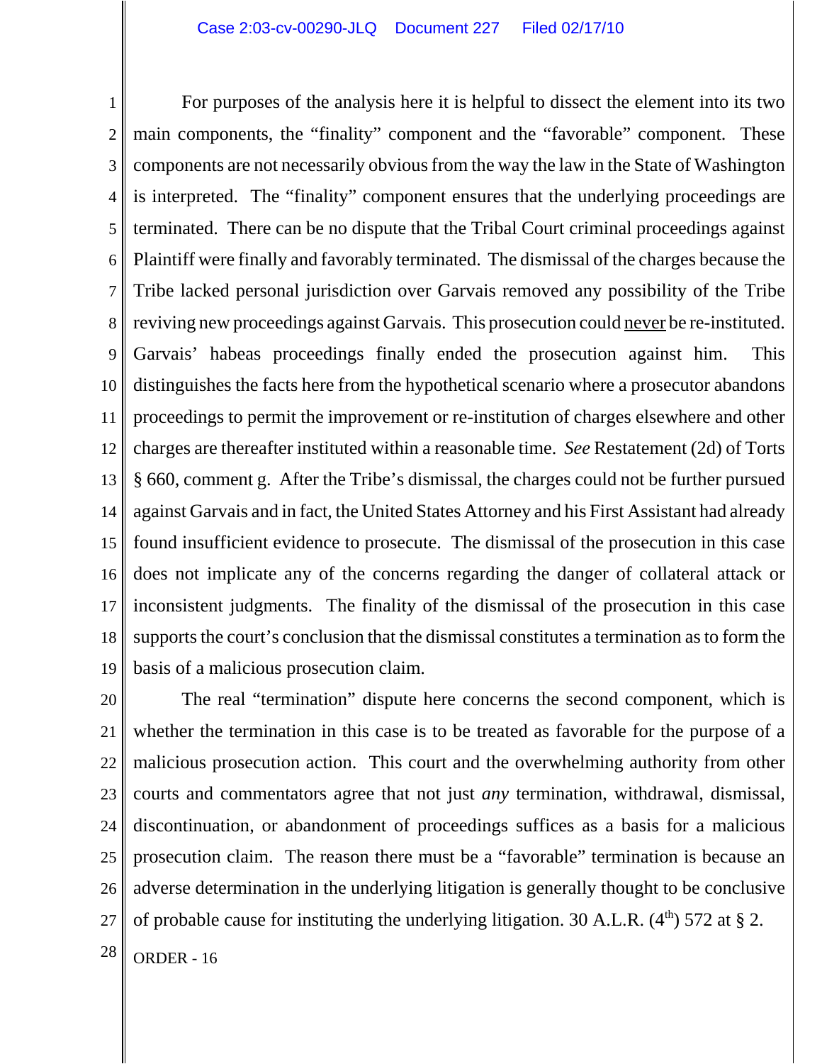For purposes of the analysis here it is helpful to dissect the element into its two main components, the "finality" component and the "favorable" component. These components are not necessarily obvious from the way the law in the State of Washington is interpreted. The "finality" component ensures that the underlying proceedings are terminated. There can be no dispute that the Tribal Court criminal proceedings against Plaintiff were finally and favorably terminated. The dismissal of the charges because the Tribe lacked personal jurisdiction over Garvais removed any possibility of the Tribe reviving new proceedings against Garvais. This prosecution could never be re-instituted. Garvais' habeas proceedings finally ended the prosecution against him. This distinguishes the facts here from the hypothetical scenario where a prosecutor abandons proceedings to permit the improvement or re-institution of charges elsewhere and other charges are thereafter instituted within a reasonable time. *See* Restatement (2d) of Torts § 660, comment g. After the Tribe's dismissal, the charges could not be further pursued against Garvais and in fact, the United States Attorney and his First Assistant had already found insufficient evidence to prosecute. The dismissal of the prosecution in this case does not implicate any of the concerns regarding the danger of collateral attack or inconsistent judgments. The finality of the dismissal of the prosecution in this case supports the court's conclusion that the dismissal constitutes a termination as to form the basis of a malicious prosecution claim.

The real "termination" dispute here concerns the second component, which is whether the termination in this case is to be treated as favorable for the purpose of a malicious prosecution action. This court and the overwhelming authority from other courts and commentators agree that not just *any* termination, withdrawal, dismissal, discontinuation, or abandonment of proceedings suffices as a basis for a malicious prosecution claim. The reason there must be a "favorable" termination is because an adverse determination in the underlying litigation is generally thought to be conclusive of probable cause for instituting the underlying litigation. 30 A.L.R. (4th) 572 at § 2.

ORDER - 16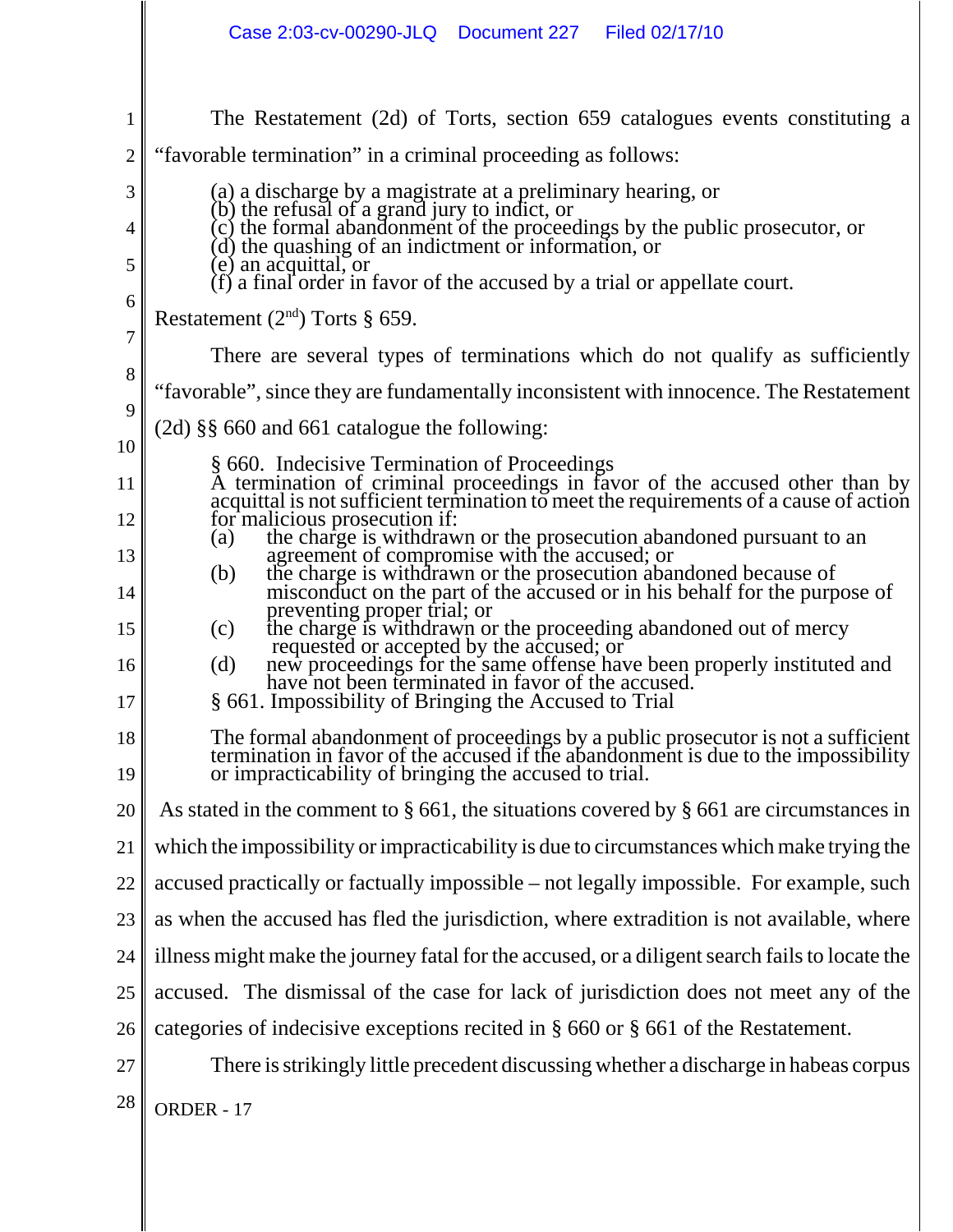The Restatement (2d) of Torts, section 659 catalogues events constituting a "favorable termination" in a criminal proceeding as follows:

> (a) a discharge by a magistrate at a preliminary hearing, or
> (b) the refusal of a grand jury to indict, or
> (c) the formal abandonment of the proceedings by the public prosecutor, or
> (d) the quashing of an indictment or information, or
> (e) an acquittal, or
> (f) a final order in favor of the accused by a trial or appellate court.

Restatement (2nd) Torts § 659.

There are several types of terminations which do not qualify as sufficiently "favorable", since they are fundamentally inconsistent with innocence. The Restatement (2d) §§ 660 and 661 catalogue the following:

> § 660. Indecisive Termination of Proceedings
> A termination of criminal proceedings in favor of the accused other than by acquittal is not sufficient termination to meet the requirements of a cause of action for malicious prosecution if:
> (a) the charge is withdrawn or the prosecution abandoned pursuant to an agreement of compromise with the accused; or
> (b) the charge is withdrawn or the prosecution abandoned because of misconduct on the part of the accused or in his behalf for the purpose of preventing proper trial; or
> (c) the charge is withdrawn or the proceeding abandoned out of mercy requested or accepted by the accused; or
> (d) new proceedings for the same offense have been properly instituted and have not been terminated in favor of the accused.
>
> § 661. Impossibility of Bringing the Accused to Trial
>
> The formal abandonment of proceedings by a public prosecutor is not a sufficient termination in favor of the accused if the abandonment is due to the impossibility or impracticability of bringing the accused to trial.

As stated in the comment to § 661, the situations covered by § 661 are circumstances in which the impossibility or impracticability is due to circumstances which make trying the accused practically or factually impossible – not legally impossible. For example, such as when the accused has fled the jurisdiction, where extradition is not available, where illness might make the journey fatal for the accused, or a diligent search fails to locate the accused. The dismissal of the case for lack of jurisdiction does not meet any of the categories of indecisive exceptions recited in § 660 or § 661 of the Restatement.

There is strikingly little precedent discussing whether a discharge in habeas corpus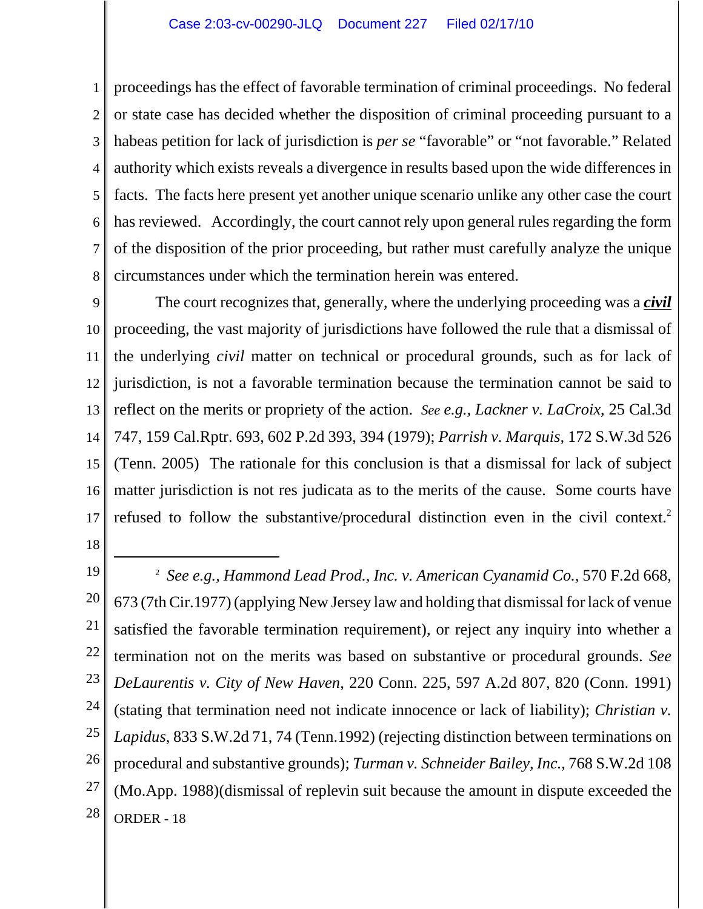proceedings has the effect of favorable termination of criminal proceedings. No federal or state case has decided whether the disposition of criminal proceeding pursuant to a habeas petition for lack of jurisdiction is *per se* "favorable" or "not favorable." Related authority which exists reveals a divergence in results based upon the wide differences in facts. The facts here present yet another unique scenario unlike any other case the court has reviewed. Accordingly, the court cannot rely upon general rules regarding the form of the disposition of the prior proceeding, but rather must carefully analyze the unique circumstances under which the termination herein was entered.

The court recognizes that, generally, where the underlying proceeding was a ***civil*** proceeding, the vast majority of jurisdictions have followed the rule that a dismissal of the underlying *civil* matter on technical or procedural grounds, such as for lack of jurisdiction, is not a favorable termination because the termination cannot be said to reflect on the merits or propriety of the action. *See e.g., Lackner v. LaCroix,* 25 Cal.3d 747, 159 Cal.Rptr. 693, 602 P.2d 393, 394 (1979); *Parrish v. Marquis,* 172 S.W.3d 526 (Tenn. 2005) The rationale for this conclusion is that a dismissal for lack of subject matter jurisdiction is not res judicata as to the merits of the cause. Some courts have refused to follow the substantive/procedural distinction even in the civil context.[2]

---

[2] *See e.g., Hammond Lead Prod., Inc. v. American Cyanamid Co.,* 570 F.2d 668, 673 (7th Cir.1977) (applying New Jersey law and holding that dismissal for lack of venue satisfied the favorable termination requirement), or reject any inquiry into whether a termination not on the merits was based on substantive or procedural grounds. *See DeLaurentis v. City of New Haven,* 220 Conn. 225, 597 A.2d 807, 820 (Conn. 1991) (stating that termination need not indicate innocence or lack of liability); *Christian v. Lapidus*, 833 S.W.2d 71, 74 (Tenn.1992) (rejecting distinction between terminations on procedural and substantive grounds); *Turman v. Schneider Bailey, Inc.*, 768 S.W.2d 108 (Mo.App. 1988)(dismissal of replevin suit because the amount in dispute exceeded the

ORDER - 18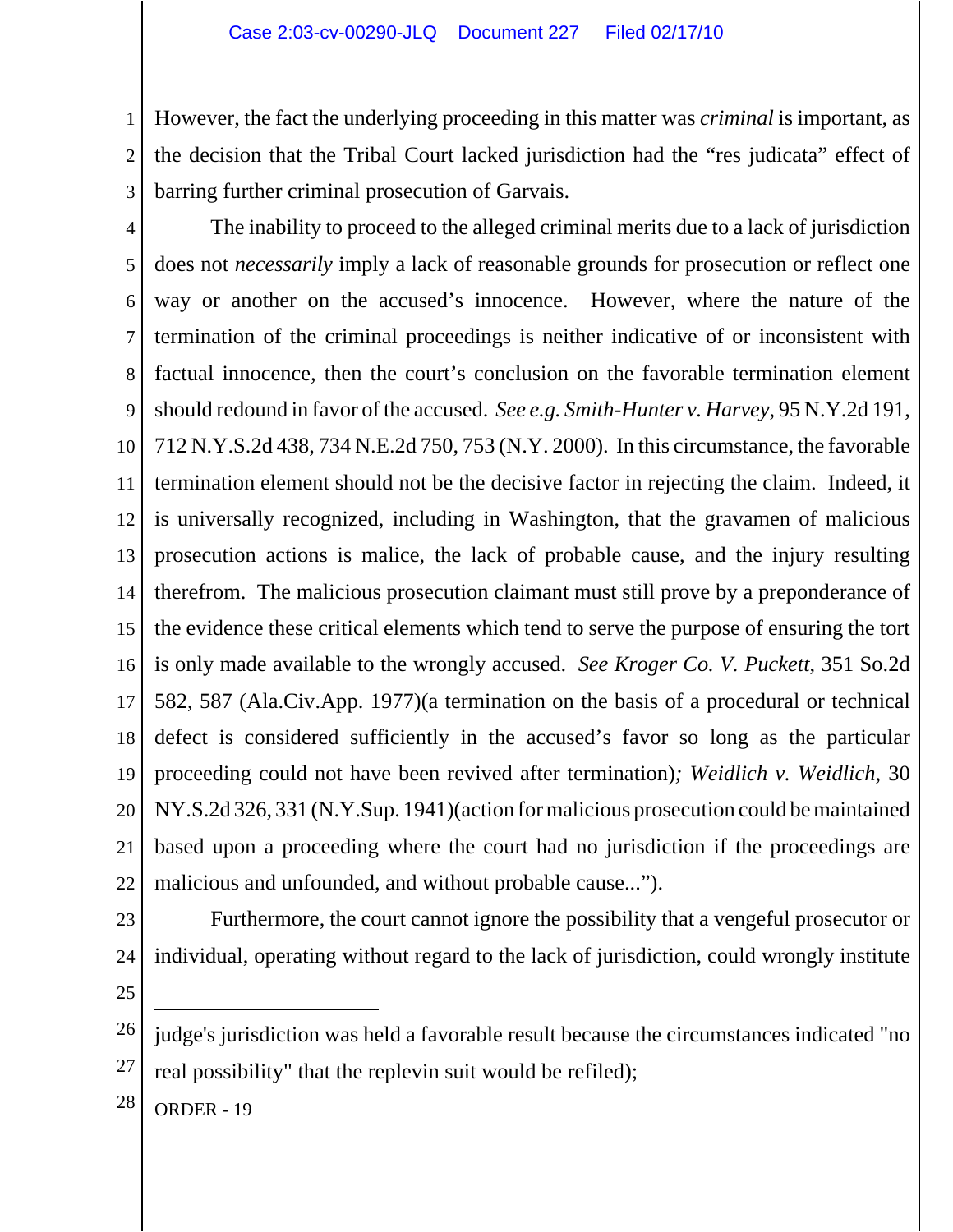However, the fact the underlying proceeding in this matter was *criminal* is important, as the decision that the Tribal Court lacked jurisdiction had the "res judicata" effect of barring further criminal prosecution of Garvais.

The inability to proceed to the alleged criminal merits due to a lack of jurisdiction does not *necessarily* imply a lack of reasonable grounds for prosecution or reflect one way or another on the accused's innocence. However, where the nature of the termination of the criminal proceedings is neither indicative of or inconsistent with factual innocence, then the court's conclusion on the favorable termination element should redound in favor of the accused. *See e.g. Smith-Hunter v. Harvey*, 95 N.Y.2d 191, 712 N.Y.S.2d 438, 734 N.E.2d 750, 753 (N.Y. 2000). In this circumstance, the favorable termination element should not be the decisive factor in rejecting the claim. Indeed, it is universally recognized, including in Washington, that the gravamen of malicious prosecution actions is malice, the lack of probable cause, and the injury resulting therefrom. The malicious prosecution claimant must still prove by a preponderance of the evidence these critical elements which tend to serve the purpose of ensuring the tort is only made available to the wrongly accused. *See Kroger Co. V. Puckett*, 351 So.2d 582, 587 (Ala.Civ.App. 1977)(a termination on the basis of a procedural or technical defect is considered sufficiently in the accused's favor so long as the particular proceeding could not have been revived after termination)*; Weidlich v. Weidlich*, 30 NY.S.2d 326, 331 (N.Y.Sup. 1941)(action for malicious prosecution could be maintained based upon a proceeding where the court had no jurisdiction if the proceedings are malicious and unfounded, and without probable cause...").

Furthermore, the court cannot ignore the possibility that a vengeful prosecutor or individual, operating without regard to the lack of jurisdiction, could wrongly institute

---

judge's jurisdiction was held a favorable result because the circumstances indicated "no real possibility" that the replevin suit would be refiled);

ORDER - 19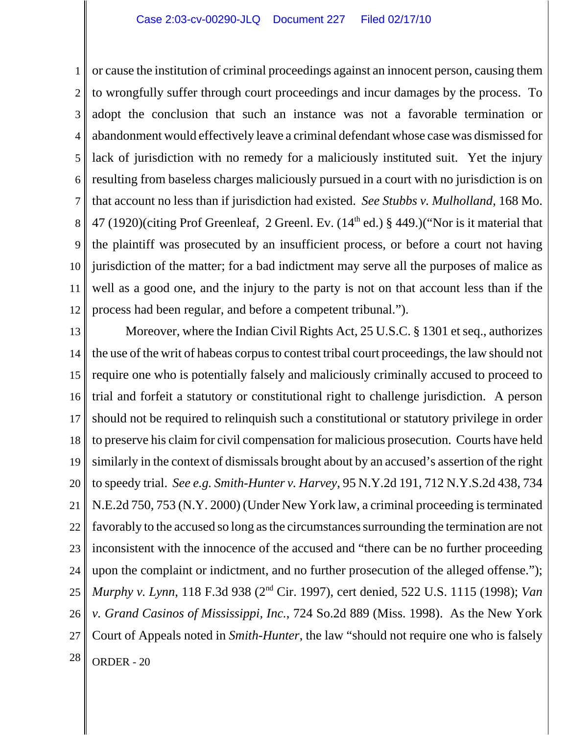or cause the institution of criminal proceedings against an innocent person, causing them to wrongfully suffer through court proceedings and incur damages by the process. To adopt the conclusion that such an instance was not a favorable termination or abandonment would effectively leave a criminal defendant whose case was dismissed for lack of jurisdiction with no remedy for a maliciously instituted suit. Yet the injury resulting from baseless charges maliciously pursued in a court with no jurisdiction is on that account no less than if jurisdiction had existed. *See Stubbs v. Mulholland*, 168 Mo. 47 (1920)(citing Prof Greenleaf, 2 Greenl. Ev. (14th ed.) § 449.)("Nor is it material that the plaintiff was prosecuted by an insufficient process, or before a court not having jurisdiction of the matter; for a bad indictment may serve all the purposes of malice as well as a good one, and the injury to the party is not on that account less than if the process had been regular, and before a competent tribunal.").

Moreover, where the Indian Civil Rights Act, 25 U.S.C. § 1301 et seq., authorizes the use of the writ of habeas corpus to contest tribal court proceedings, the law should not require one who is potentially falsely and maliciously criminally accused to proceed to trial and forfeit a statutory or constitutional right to challenge jurisdiction. A person should not be required to relinquish such a constitutional or statutory privilege in order to preserve his claim for civil compensation for malicious prosecution. Courts have held similarly in the context of dismissals brought about by an accused's assertion of the right to speedy trial. *See e.g. Smith-Hunter v. Harvey*, 95 N.Y.2d 191, 712 N.Y.S.2d 438, 734 N.E.2d 750, 753 (N.Y. 2000) (Under New York law, a criminal proceeding is terminated favorably to the accused so long as the circumstances surrounding the termination are not inconsistent with the innocence of the accused and "there can be no further proceeding upon the complaint or indictment, and no further prosecution of the alleged offense."); *Murphy v. Lynn*, 118 F.3d 938 (2nd Cir. 1997), cert denied, 522 U.S. 1115 (1998); *Van v. Grand Casinos of Mississippi, Inc.*, 724 So.2d 889 (Miss. 1998). As the New York Court of Appeals noted in *Smith-Hunter*, the law "should not require one who is falsely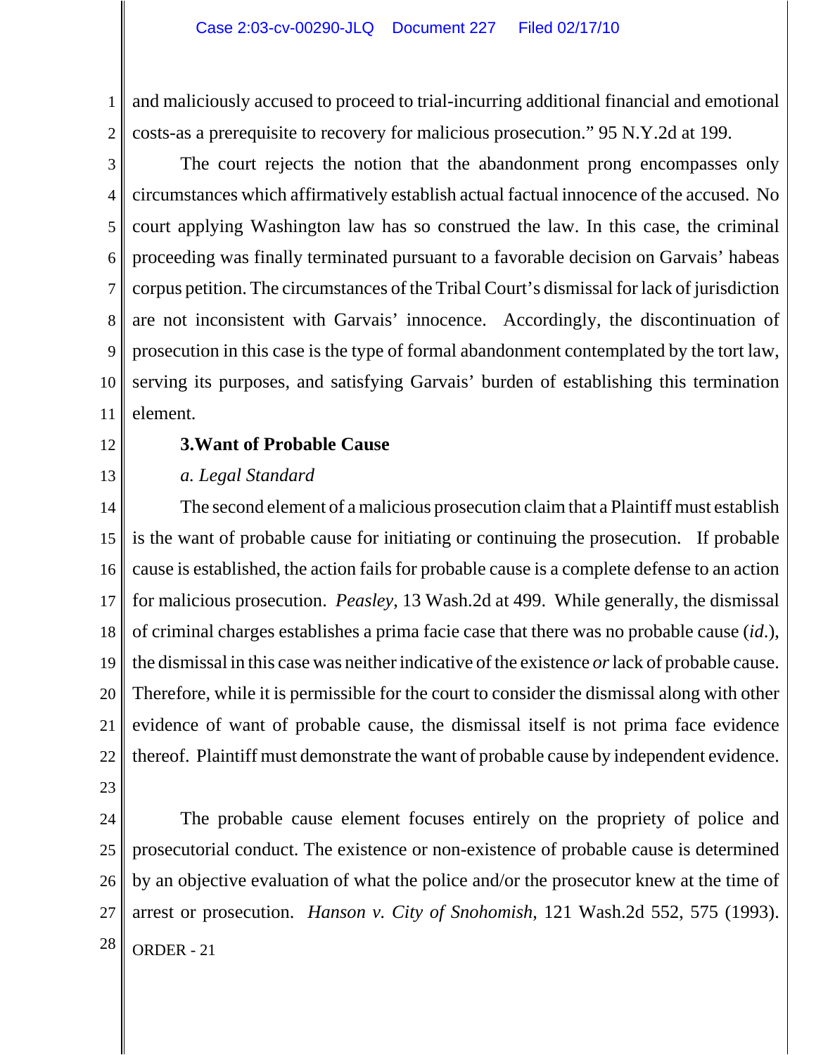and maliciously accused to proceed to trial-incurring additional financial and emotional costs-as a prerequisite to recovery for malicious prosecution." 95 N.Y.2d at 199.

The court rejects the notion that the abandonment prong encompasses only circumstances which affirmatively establish actual factual innocence of the accused. No court applying Washington law has so construed the law. In this case, the criminal proceeding was finally terminated pursuant to a favorable decision on Garvais' habeas corpus petition. The circumstances of the Tribal Court's dismissal for lack of jurisdiction are not inconsistent with Garvais' innocence. Accordingly, the discontinuation of prosecution in this case is the type of formal abandonment contemplated by the tort law, serving its purposes, and satisfying Garvais' burden of establishing this termination element.

**3. Want of Probable Cause**

*a. Legal Standard*

The second element of a malicious prosecution claim that a Plaintiff must establish is the want of probable cause for initiating or continuing the prosecution. If probable cause is established, the action fails for probable cause is a complete defense to an action for malicious prosecution. *Peasley*, 13 Wash.2d at 499. While generally, the dismissal of criminal charges establishes a prima facie case that there was no probable cause (*id*.), the dismissal in this case was neither indicative of the existence *or* lack of probable cause. Therefore, while it is permissible for the court to consider the dismissal along with other evidence of want of probable cause, the dismissal itself is not prima face evidence thereof. Plaintiff must demonstrate the want of probable cause by independent evidence.

The probable cause element focuses entirely on the propriety of police and prosecutorial conduct. The existence or non-existence of probable cause is determined by an objective evaluation of what the police and/or the prosecutor knew at the time of arrest or prosecution. *Hanson v. City of Snohomish*, 121 Wash.2d 552, 575 (1993).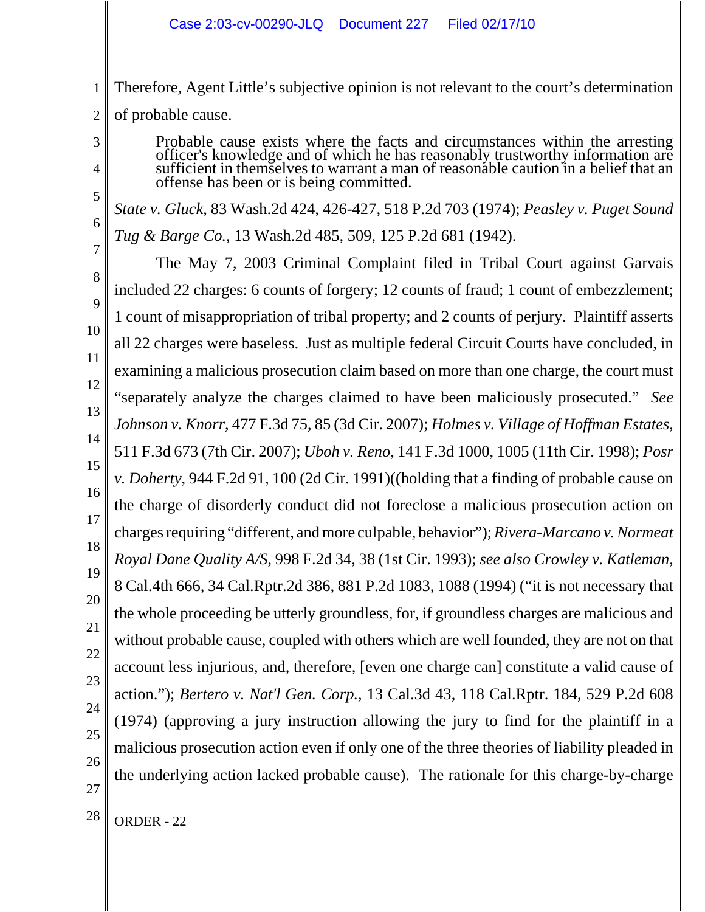Therefore, Agent Little's subjective opinion is not relevant to the court's determination of probable cause.

> Probable cause exists where the facts and circumstances within the arresting officer's knowledge and of which he has reasonably trustworthy information are sufficient in themselves to warrant a man of reasonable caution in a belief that an offense has been or is being committed.

*State v. Gluck*, 83 Wash.2d 424, 426-427, 518 P.2d 703 (1974); *Peasley v. Puget Sound Tug & Barge Co.*, 13 Wash.2d 485, 509, 125 P.2d 681 (1942).

The May 7, 2003 Criminal Complaint filed in Tribal Court against Garvais included 22 charges: 6 counts of forgery; 12 counts of fraud; 1 count of embezzlement; 1 count of misappropriation of tribal property; and 2 counts of perjury. Plaintiff asserts all 22 charges were baseless. Just as multiple federal Circuit Courts have concluded, in examining a malicious prosecution claim based on more than one charge, the court must "separately analyze the charges claimed to have been maliciously prosecuted." *See Johnson v. Knorr*, 477 F.3d 75, 85 (3d Cir. 2007); *Holmes v. Village of Hoffman Estates*, 511 F.3d 673 (7th Cir. 2007); *Uboh v. Reno*, 141 F.3d 1000, 1005 (11th Cir. 1998); *Posr v. Doherty*, 944 F.2d 91, 100 (2d Cir. 1991)((holding that a finding of probable cause on the charge of disorderly conduct did not foreclose a malicious prosecution action on charges requiring "different, and more culpable, behavior"); *Rivera-Marcano v. Normeat Royal Dane Quality A/S*, 998 F.2d 34, 38 (1st Cir. 1993); *see also Crowley v. Katleman*, 8 Cal.4th 666, 34 Cal.Rptr.2d 386, 881 P.2d 1083, 1088 (1994) ("it is not necessary that the whole proceeding be utterly groundless, for, if groundless charges are malicious and without probable cause, coupled with others which are well founded, they are not on that account less injurious, and, therefore, [even one charge can] constitute a valid cause of action."); *Bertero v. Nat'l Gen. Corp.*, 13 Cal.3d 43, 118 Cal.Rptr. 184, 529 P.2d 608 (1974) (approving a jury instruction allowing the jury to find for the plaintiff in a malicious prosecution action even if only one of the three theories of liability pleaded in the underlying action lacked probable cause). The rationale for this charge-by-charge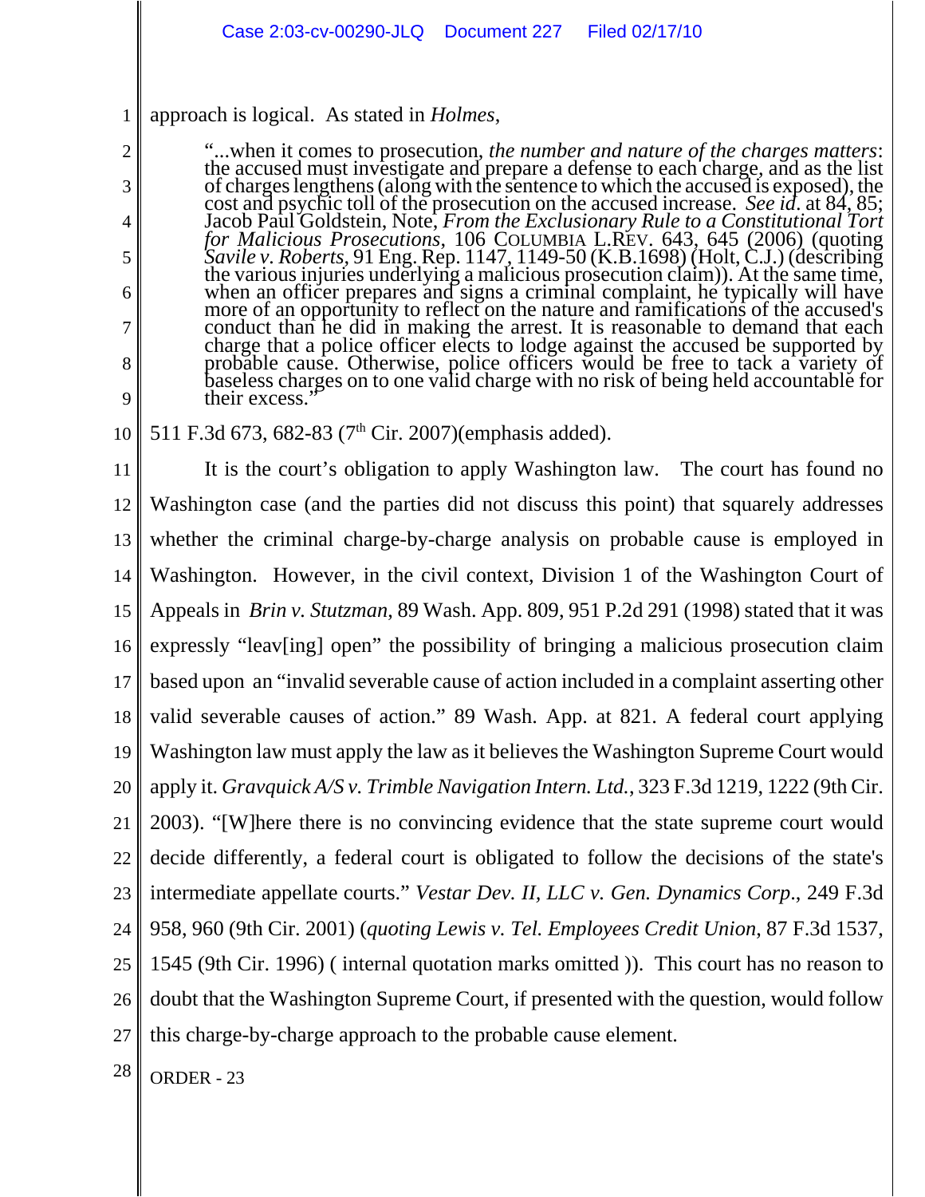approach is logical. As stated in *Holmes*,

> "...when it comes to prosecution, *the number and nature of the charges matters*: the accused must investigate and prepare a defense to each charge, and as the list of charges lengthens (along with the sentence to which the accused is exposed), the cost and psychic toll of the prosecution on the accused increase. *See id*. at 84, 85; Jacob Paul Goldstein, Note, *From the Exclusionary Rule to a Constitutional Tort for Malicious Prosecutions*, 106 COLUMBIA L.REV. 643, 645 (2006) (quoting *Savile v. Roberts*, 91 Eng. Rep. 1147, 1149-50 (K.B.1698) (Holt, C.J.) (describing the various injuries underlying a malicious prosecution claim)). At the same time, when an officer prepares and signs a criminal complaint, he typically will have more of an opportunity to reflect on the nature and ramifications of the accused's conduct than he did in making the arrest. It is reasonable to demand that each charge that a police officer elects to lodge against the accused be supported by probable cause. Otherwise, police officers would be free to tack a variety of baseless charges on to one valid charge with no risk of being held accountable for their excess."

511 F.3d 673, 682-83 (7th Cir. 2007)(emphasis added).

It is the court's obligation to apply Washington law. The court has found no Washington case (and the parties did not discuss this point) that squarely addresses whether the criminal charge-by-charge analysis on probable cause is employed in Washington. However, in the civil context, Division 1 of the Washington Court of Appeals in *Brin v. Stutzman*, 89 Wash. App. 809, 951 P.2d 291 (1998) stated that it was expressly "leav[ing] open" the possibility of bringing a malicious prosecution claim based upon an "invalid severable cause of action included in a complaint asserting other valid severable causes of action." 89 Wash. App. at 821. A federal court applying Washington law must apply the law as it believes the Washington Supreme Court would apply it. *Gravquick A/S v. Trimble Navigation Intern. Ltd.*, 323 F.3d 1219, 1222 (9th Cir. 2003). "[W]here there is no convincing evidence that the state supreme court would decide differently, a federal court is obligated to follow the decisions of the state's intermediate appellate courts." *Vestar Dev. II, LLC v. Gen. Dynamics Corp*., 249 F.3d 958, 960 (9th Cir. 2001) (*quoting Lewis v. Tel. Employees Credit Union*, 87 F.3d 1537, 1545 (9th Cir. 1996) ( internal quotation marks omitted )). This court has no reason to doubt that the Washington Supreme Court, if presented with the question, would follow this charge-by-charge approach to the probable cause element.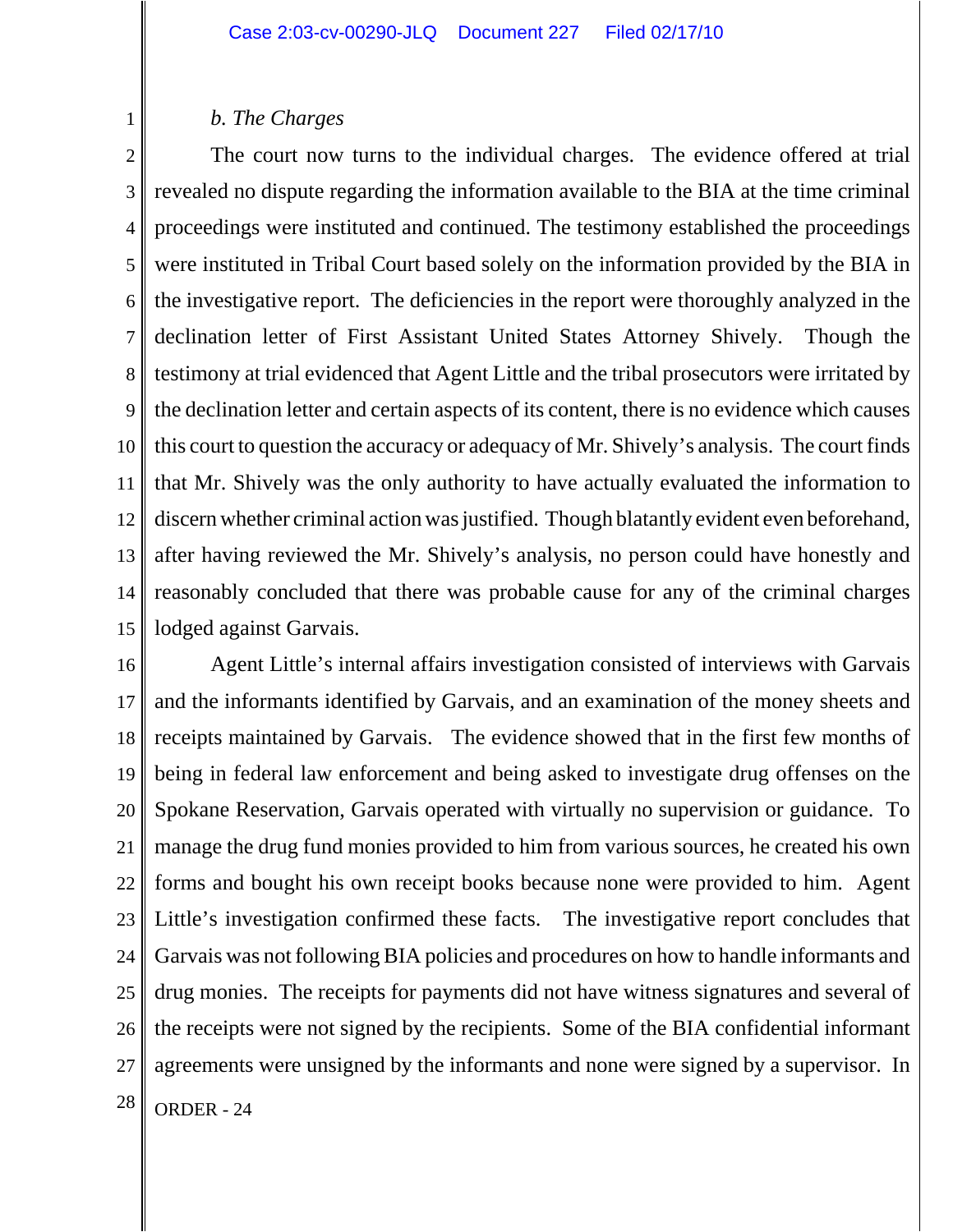*b. The Charges*

The court now turns to the individual charges. The evidence offered at trial revealed no dispute regarding the information available to the BIA at the time criminal proceedings were instituted and continued. The testimony established the proceedings were instituted in Tribal Court based solely on the information provided by the BIA in the investigative report. The deficiencies in the report were thoroughly analyzed in the declination letter of First Assistant United States Attorney Shively. Though the testimony at trial evidenced that Agent Little and the tribal prosecutors were irritated by the declination letter and certain aspects of its content, there is no evidence which causes this court to question the accuracy or adequacy of Mr. Shively's analysis. The court finds that Mr. Shively was the only authority to have actually evaluated the information to discern whether criminal action was justified. Though blatantly evident even beforehand, after having reviewed the Mr. Shively's analysis, no person could have honestly and reasonably concluded that there was probable cause for any of the criminal charges lodged against Garvais.

Agent Little's internal affairs investigation consisted of interviews with Garvais and the informants identified by Garvais, and an examination of the money sheets and receipts maintained by Garvais. The evidence showed that in the first few months of being in federal law enforcement and being asked to investigate drug offenses on the Spokane Reservation, Garvais operated with virtually no supervision or guidance. To manage the drug fund monies provided to him from various sources, he created his own forms and bought his own receipt books because none were provided to him. Agent Little's investigation confirmed these facts. The investigative report concludes that Garvais was not following BIA policies and procedures on how to handle informants and drug monies. The receipts for payments did not have witness signatures and several of the receipts were not signed by the recipients. Some of the BIA confidential informant agreements were unsigned by the informants and none were signed by a supervisor. In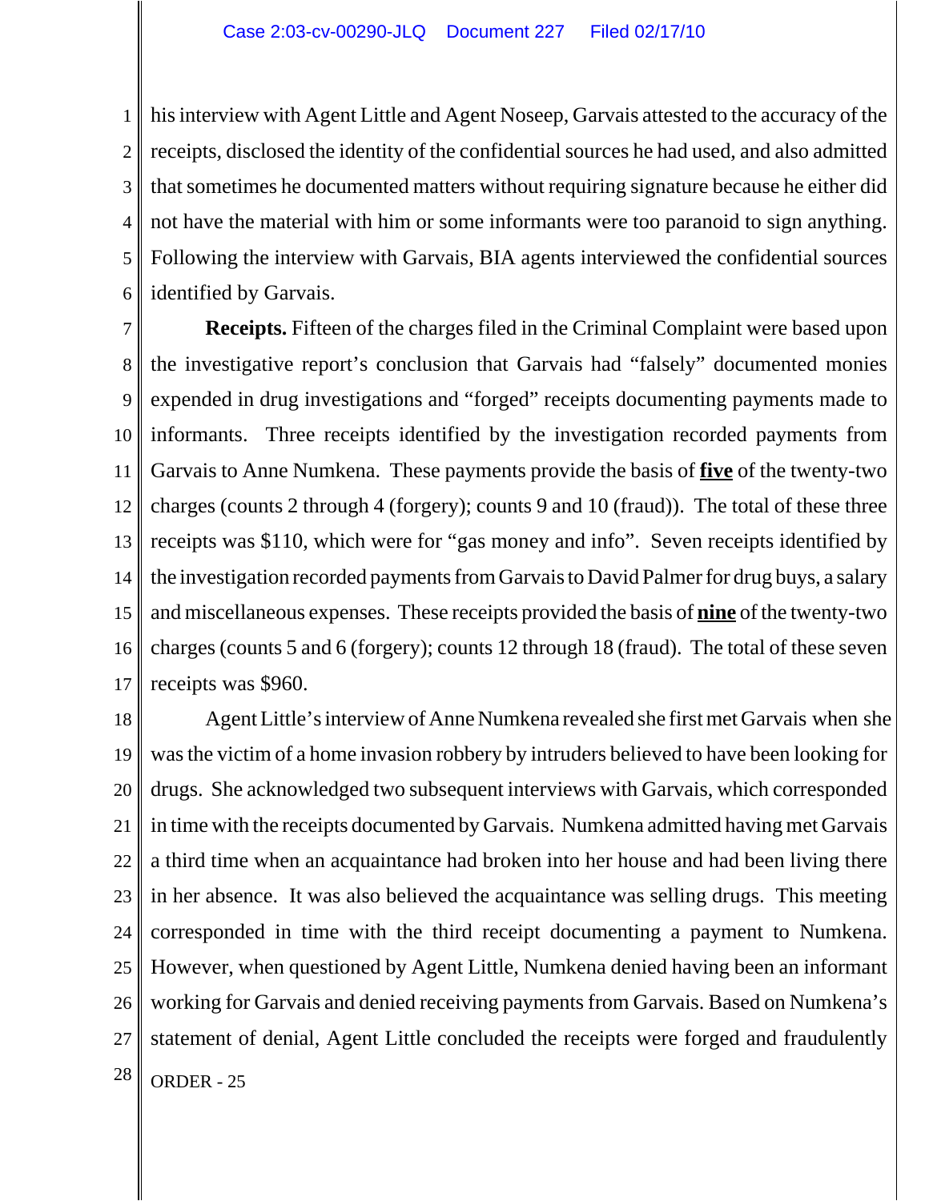his interview with Agent Little and Agent Noseep, Garvais attested to the accuracy of the receipts, disclosed the identity of the confidential sources he had used, and also admitted that sometimes he documented matters without requiring signature because he either did not have the material with him or some informants were too paranoid to sign anything. Following the interview with Garvais, BIA agents interviewed the confidential sources identified by Garvais.

**Receipts.** Fifteen of the charges filed in the Criminal Complaint were based upon the investigative report's conclusion that Garvais had "falsely" documented monies expended in drug investigations and "forged" receipts documenting payments made to informants. Three receipts identified by the investigation recorded payments from Garvais to Anne Numkena. These payments provide the basis of **five** of the twenty-two charges (counts 2 through 4 (forgery); counts 9 and 10 (fraud)). The total of these three receipts was $110, which were for "gas money and info". Seven receipts identified by the investigation recorded payments from Garvais to David Palmer for drug buys, a salary and miscellaneous expenses. These receipts provided the basis of **nine** of the twenty-two charges (counts 5 and 6 (forgery); counts 12 through 18 (fraud). The total of these seven receipts was $960.

Agent Little's interview of Anne Numkena revealed she first met Garvais when she was the victim of a home invasion robbery by intruders believed to have been looking for drugs. She acknowledged two subsequent interviews with Garvais, which corresponded in time with the receipts documented by Garvais. Numkena admitted having met Garvais a third time when an acquaintance had broken into her house and had been living there in her absence. It was also believed the acquaintance was selling drugs. This meeting corresponded in time with the third receipt documenting a payment to Numkena. However, when questioned by Agent Little, Numkena denied having been an informant working for Garvais and denied receiving payments from Garvais. Based on Numkena's statement of denial, Agent Little concluded the receipts were forged and fraudulently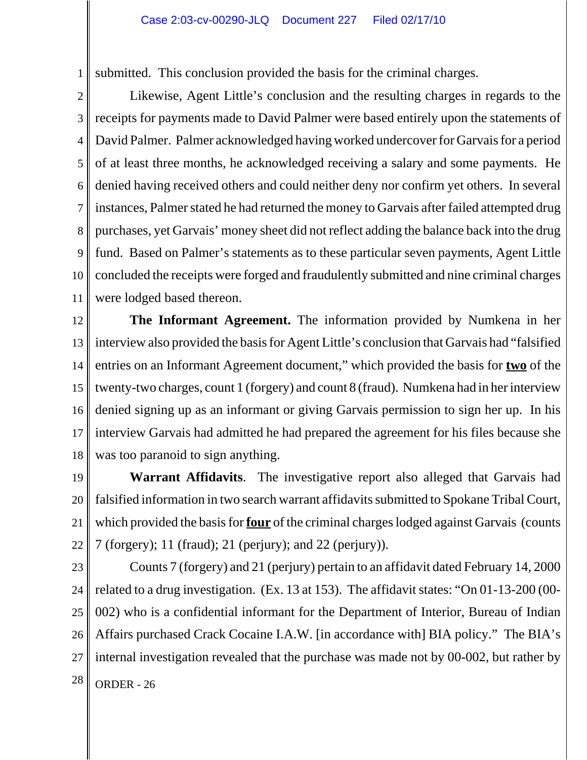submitted. This conclusion provided the basis for the criminal charges.

Likewise, Agent Little's conclusion and the resulting charges in regards to the receipts for payments made to David Palmer were based entirely upon the statements of David Palmer. Palmer acknowledged having worked undercover for Garvais for a period of at least three months, he acknowledged receiving a salary and some payments. He denied having received others and could neither deny nor confirm yet others. In several instances, Palmer stated he had returned the money to Garvais after failed attempted drug purchases, yet Garvais' money sheet did not reflect adding the balance back into the drug fund. Based on Palmer's statements as to these particular seven payments, Agent Little concluded the receipts were forged and fraudulently submitted and nine criminal charges were lodged based thereon.

**The Informant Agreement.** The information provided by Numkena in her interview also provided the basis for Agent Little's conclusion that Garvais had "falsified entries on an Informant Agreement document," which provided the basis for **two** of the twenty-two charges, count 1 (forgery) and count 8 (fraud). Numkena had in her interview denied signing up as an informant or giving Garvais permission to sign her up. In his interview Garvais had admitted he had prepared the agreement for his files because she was too paranoid to sign anything.

**Warrant Affidavits**. The investigative report also alleged that Garvais had falsified information in two search warrant affidavits submitted to Spokane Tribal Court, which provided the basis for **four** of the criminal charges lodged against Garvais (counts 7 (forgery); 11 (fraud); 21 (perjury); and 22 (perjury)).

Counts 7 (forgery) and 21 (perjury) pertain to an affidavit dated February 14, 2000 related to a drug investigation. (Ex. 13 at 153). The affidavit states: "On 01-13-200 (00-002) who is a confidential informant for the Department of Interior, Bureau of Indian Affairs purchased Crack Cocaine I.A.W. [in accordance with] BIA policy." The BIA's internal investigation revealed that the purchase was made not by 00-002, but rather by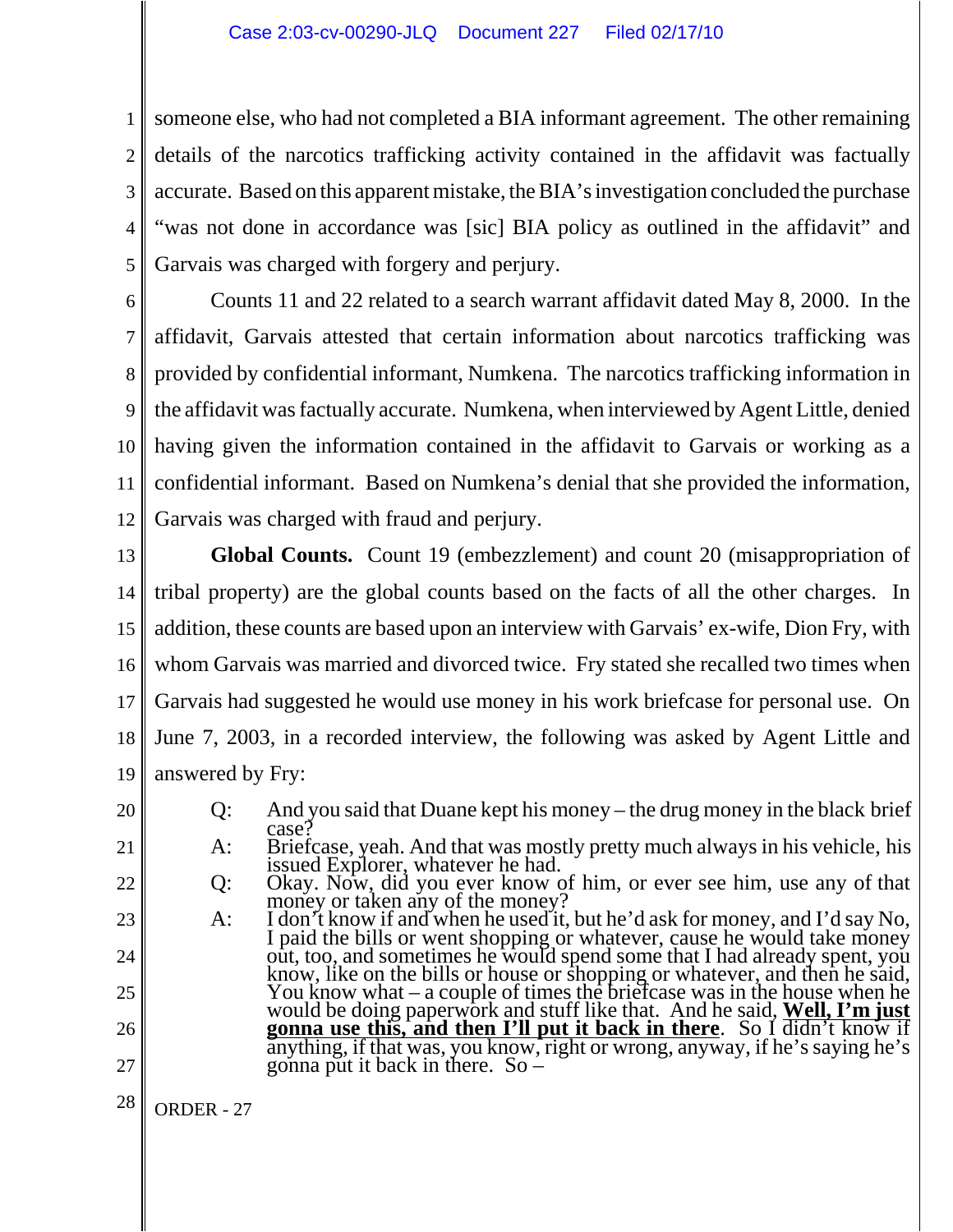someone else, who had not completed a BIA informant agreement. The other remaining details of the narcotics trafficking activity contained in the affidavit was factually accurate. Based on this apparent mistake, the BIA's investigation concluded the purchase "was not done in accordance was [sic] BIA policy as outlined in the affidavit" and Garvais was charged with forgery and perjury.

Counts 11 and 22 related to a search warrant affidavit dated May 8, 2000. In the affidavit, Garvais attested that certain information about narcotics trafficking was provided by confidential informant, Numkena. The narcotics trafficking information in the affidavit was factually accurate. Numkena, when interviewed by Agent Little, denied having given the information contained in the affidavit to Garvais or working as a confidential informant. Based on Numkena's denial that she provided the information, Garvais was charged with fraud and perjury.

**Global Counts.** Count 19 (embezzlement) and count 20 (misappropriation of tribal property) are the global counts based on the facts of all the other charges. In addition, these counts are based upon an interview with Garvais' ex-wife, Dion Fry, with whom Garvais was married and divorced twice. Fry stated she recalled two times when Garvais had suggested he would use money in his work briefcase for personal use. On June 7, 2003, in a recorded interview, the following was asked by Agent Little and answered by Fry:

> Q: And you said that Duane kept his money – the drug money in the black brief case?
>
> A: Briefcase, yeah. And that was mostly pretty much always in his vehicle, his issued Explorer, whatever he had.
>
> Q: Okay. Now, did you ever know of him, or ever see him, use any of that money or taken any of the money?
>
> A: I don't know if and when he used it, but he'd ask for money, and I'd say No, I paid the bills or went shopping or whatever, cause he would take money out, too, and sometimes he would spend some that I had already spent, you know, like on the bills or house or shopping or whatever, and then he said, You know what – a couple of times the briefcase was in the house when he would be doing paperwork and stuff like that. And he said, **<u>Well, I'm just gonna use this, and then I'll put it back in there</u>**. So I didn't know if anything, if that was, you know, right or wrong, anyway, if he's saying he's gonna put it back in there. So –

ORDER - 27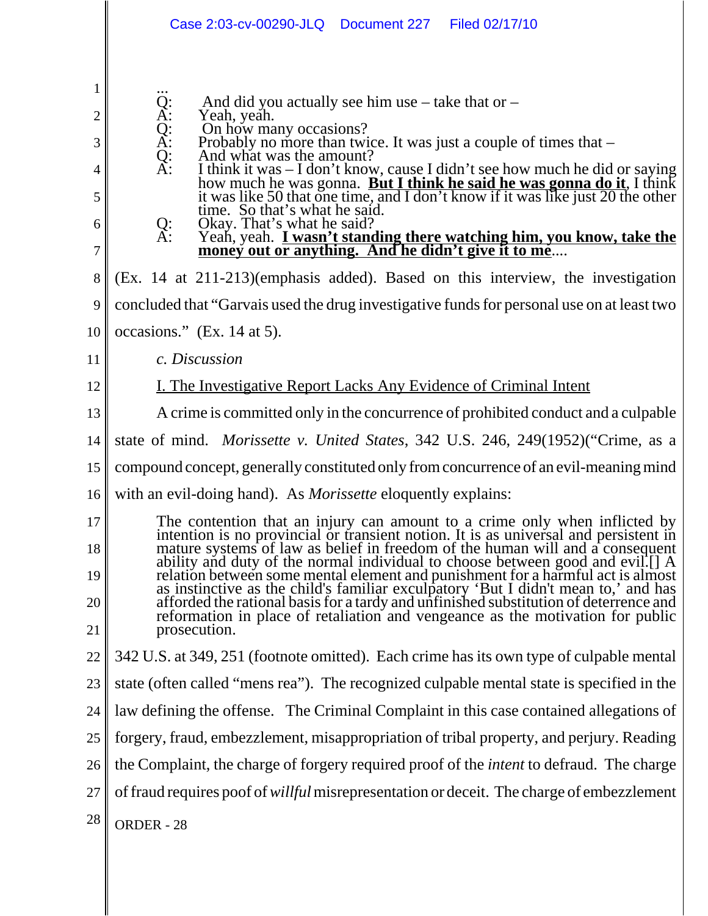...
Q: And did you actually see him use – take that or –
A: Yeah, yeah.
Q: On how many occasions?
A: Probably no more than twice. It was just a couple of times that –
Q: And what was the amount?
A: I think it was – I don't know, cause I didn't see how much he did or saying how much he was gonna. **<u>But I think he said he was gonna do it</u>**, I think it was like 50 that one time, and I don't know if it was like just 20 the other time. So that's what he said.
Q: Okay. That's what he said?
A: Yeah, yeah. **<u>I wasn't standing there watching him, you know, take the money out or anything. And he didn't give it to me</u>**....

(Ex. 14 at 211-213)(emphasis added). Based on this interview, the investigation concluded that "Garvais used the drug investigative funds for personal use on at least two occasions." (Ex. 14 at 5).

*c. Discussion*

<u>I. The Investigative Report Lacks Any Evidence of Criminal Intent</u>

A crime is committed only in the concurrence of prohibited conduct and a culpable state of mind. *Morissette v. United States*, 342 U.S. 246, 249(1952)("Crime, as a compound concept, generally constituted only from concurrence of an evil-meaning mind with an evil-doing hand). As *Morissette* eloquently explains:

> The contention that an injury can amount to a crime only when inflicted by intention is no provincial or transient notion. It is as universal and persistent in mature systems of law as belief in freedom of the human will and a consequent ability and duty of the normal individual to choose between good and evil.[] A relation between some mental element and punishment for a harmful act is almost as instinctive as the child's familiar exculpatory 'But I didn't mean to,' and has afforded the rational basis for a tardy and unfinished substitution of deterrence and reformation in place of retaliation and vengeance as the motivation for public prosecution.

342 U.S. at 349, 251 (footnote omitted). Each crime has its own type of culpable mental state (often called "mens rea"). The recognized culpable mental state is specified in the law defining the offense. The Criminal Complaint in this case contained allegations of forgery, fraud, embezzlement, misappropriation of tribal property, and perjury. Reading the Complaint, the charge of forgery required proof of the *intent* to defraud. The charge of fraud requires poof of *willful* misrepresentation or deceit. The charge of embezzlement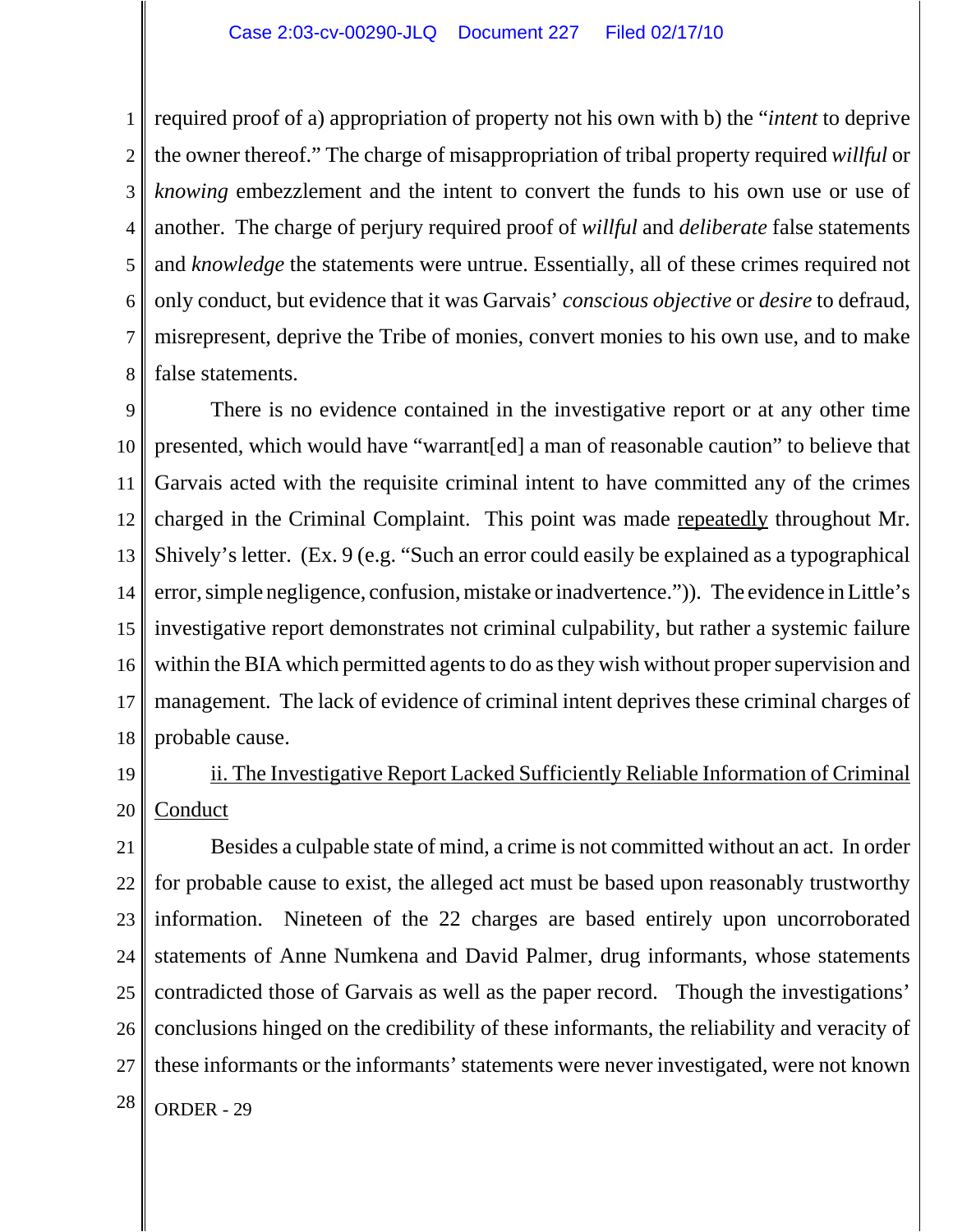required proof of a) appropriation of property not his own with b) the "*intent* to deprive the owner thereof." The charge of misappropriation of tribal property required *willful* or *knowing* embezzlement and the intent to convert the funds to his own use or use of another. The charge of perjury required proof of *willful* and *deliberate* false statements and *knowledge* the statements were untrue. Essentially, all of these crimes required not only conduct, but evidence that it was Garvais' *conscious objective* or *desire* to defraud, misrepresent, deprive the Tribe of monies, convert monies to his own use, and to make false statements.

There is no evidence contained in the investigative report or at any other time presented, which would have "warrant[ed] a man of reasonable caution" to believe that Garvais acted with the requisite criminal intent to have committed any of the crimes charged in the Criminal Complaint. This point was made <u>repeatedly</u> throughout Mr. Shively's letter. (Ex. 9 (e.g. "Such an error could easily be explained as a typographical error, simple negligence, confusion, mistake or inadvertence.")). The evidence in Little's investigative report demonstrates not criminal culpability, but rather a systemic failure within the BIA which permitted agents to do as they wish without proper supervision and management. The lack of evidence of criminal intent deprives these criminal charges of probable cause.

<u>ii. The Investigative Report Lacked Sufficiently Reliable Information of Criminal Conduct</u>

Besides a culpable state of mind, a crime is not committed without an act. In order for probable cause to exist, the alleged act must be based upon reasonably trustworthy information. Nineteen of the 22 charges are based entirely upon uncorroborated statements of Anne Numkena and David Palmer, drug informants, whose statements contradicted those of Garvais as well as the paper record. Though the investigations' conclusions hinged on the credibility of these informants, the reliability and veracity of these informants or the informants' statements were never investigated, were not known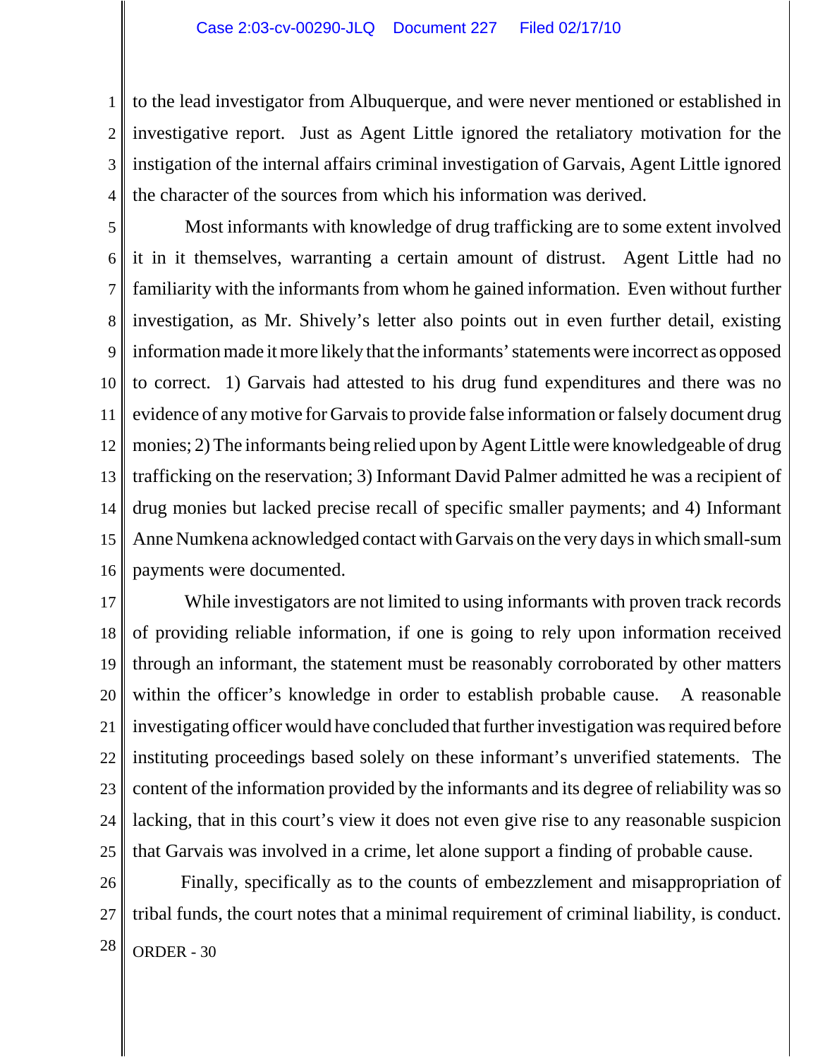to the lead investigator from Albuquerque, and were never mentioned or established in investigative report. Just as Agent Little ignored the retaliatory motivation for the instigation of the internal affairs criminal investigation of Garvais, Agent Little ignored the character of the sources from which his information was derived.

Most informants with knowledge of drug trafficking are to some extent involved it in it themselves, warranting a certain amount of distrust. Agent Little had no familiarity with the informants from whom he gained information. Even without further investigation, as Mr. Shively's letter also points out in even further detail, existing information made it more likely that the informants' statements were incorrect as opposed to correct. 1) Garvais had attested to his drug fund expenditures and there was no evidence of any motive for Garvais to provide false information or falsely document drug monies; 2) The informants being relied upon by Agent Little were knowledgeable of drug trafficking on the reservation; 3) Informant David Palmer admitted he was a recipient of drug monies but lacked precise recall of specific smaller payments; and 4) Informant Anne Numkena acknowledged contact with Garvais on the very days in which small-sum payments were documented.

While investigators are not limited to using informants with proven track records of providing reliable information, if one is going to rely upon information received through an informant, the statement must be reasonably corroborated by other matters within the officer's knowledge in order to establish probable cause. A reasonable investigating officer would have concluded that further investigation was required before instituting proceedings based solely on these informant's unverified statements. The content of the information provided by the informants and its degree of reliability was so lacking, that in this court's view it does not even give rise to any reasonable suspicion that Garvais was involved in a crime, let alone support a finding of probable cause.

Finally, specifically as to the counts of embezzlement and misappropriation of tribal funds, the court notes that a minimal requirement of criminal liability, is conduct.

ORDER - 30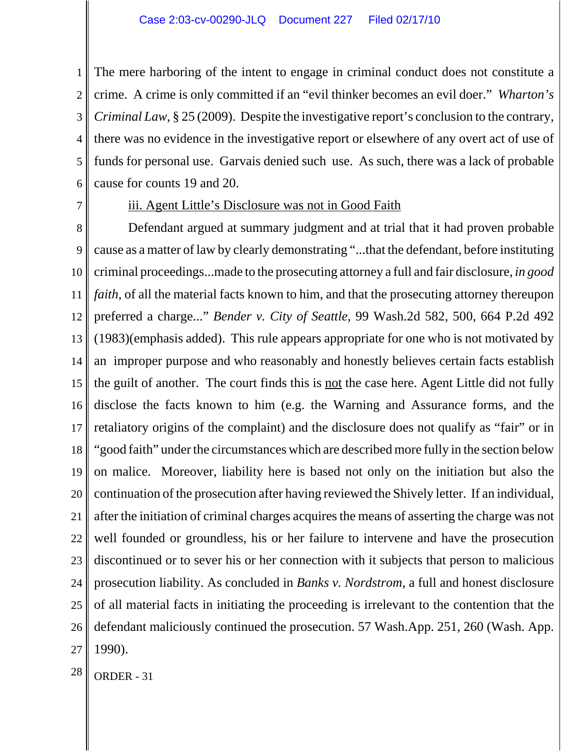The mere harboring of the intent to engage in criminal conduct does not constitute a crime. A crime is only committed if an "evil thinker becomes an evil doer." *Wharton's Criminal Law*, § 25 (2009). Despite the investigative report's conclusion to the contrary, there was no evidence in the investigative report or elsewhere of any overt act of use of funds for personal use. Garvais denied such use. As such, there was a lack of probable cause for counts 19 and 20.

iii. Agent Little's Disclosure was not in Good Faith

Defendant argued at summary judgment and at trial that it had proven probable cause as a matter of law by clearly demonstrating "...that the defendant, before instituting criminal proceedings...made to the prosecuting attorney a full and fair disclosure, *in good faith*, of all the material facts known to him, and that the prosecuting attorney thereupon preferred a charge..." *Bender v. City of Seattle*, 99 Wash.2d 582, 500, 664 P.2d 492 (1983)(emphasis added). This rule appears appropriate for one who is not motivated by an improper purpose and who reasonably and honestly believes certain facts establish the guilt of another. The court finds this is not the case here. Agent Little did not fully disclose the facts known to him (e.g. the Warning and Assurance forms, and the retaliatory origins of the complaint) and the disclosure does not qualify as "fair" or in "good faith" under the circumstances which are described more fully in the section below on malice. Moreover, liability here is based not only on the initiation but also the continuation of the prosecution after having reviewed the Shively letter. If an individual, after the initiation of criminal charges acquires the means of asserting the charge was not well founded or groundless, his or her failure to intervene and have the prosecution discontinued or to sever his or her connection with it subjects that person to malicious prosecution liability. As concluded in *Banks v. Nordstrom*, a full and honest disclosure of all material facts in initiating the proceeding is irrelevant to the contention that the defendant maliciously continued the prosecution. 57 Wash.App. 251, 260 (Wash. App. 1990).

ORDER - 31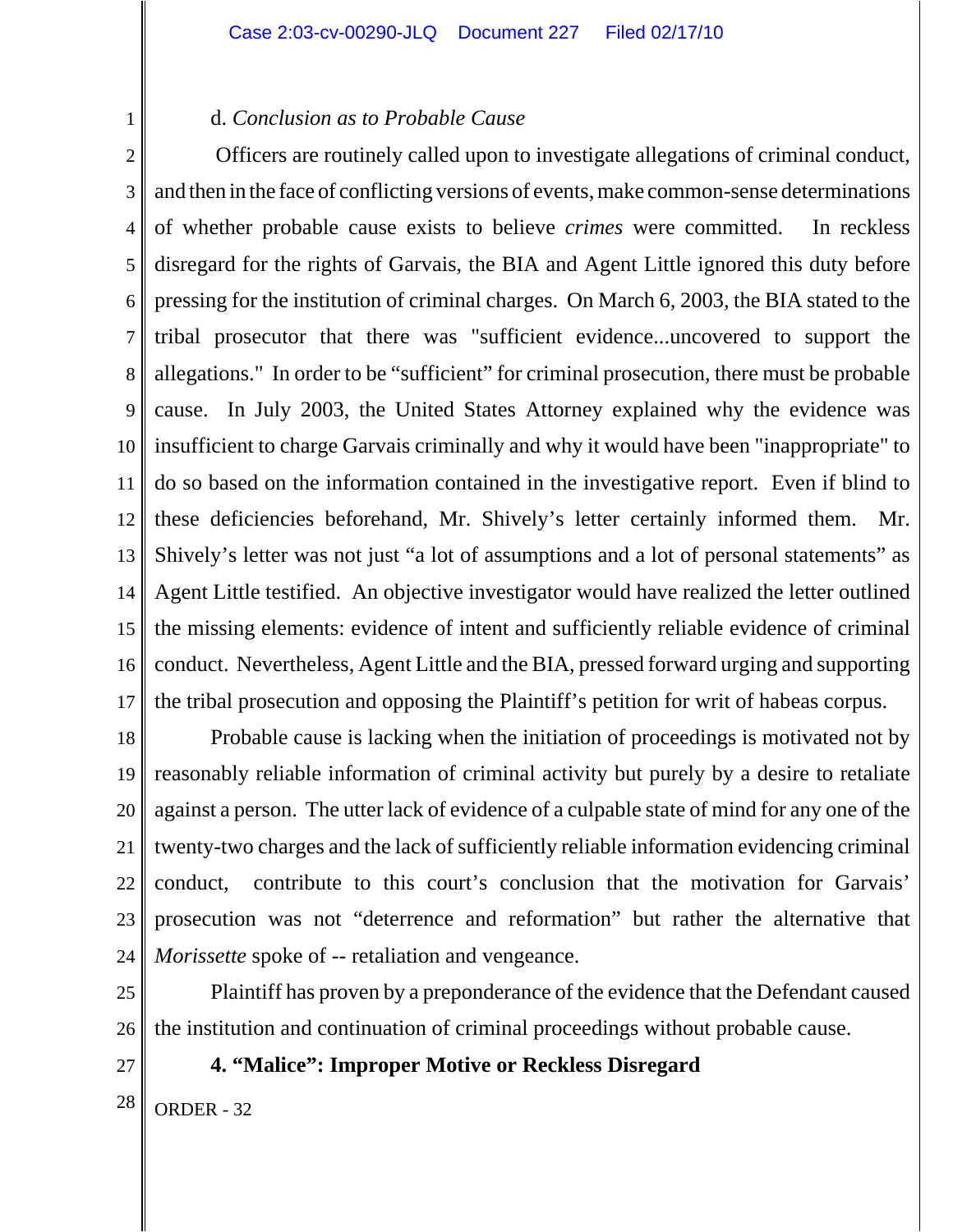d. *Conclusion as to Probable Cause*

Officers are routinely called upon to investigate allegations of criminal conduct, and then in the face of conflicting versions of events, make common-sense determinations of whether probable cause exists to believe *crimes* were committed. In reckless disregard for the rights of Garvais, the BIA and Agent Little ignored this duty before pressing for the institution of criminal charges. On March 6, 2003, the BIA stated to the tribal prosecutor that there was "sufficient evidence...uncovered to support the allegations." In order to be "sufficient" for criminal prosecution, there must be probable cause. In July 2003, the United States Attorney explained why the evidence was insufficient to charge Garvais criminally and why it would have been "inappropriate" to do so based on the information contained in the investigative report. Even if blind to these deficiencies beforehand, Mr. Shively's letter certainly informed them. Mr. Shively's letter was not just "a lot of assumptions and a lot of personal statements" as Agent Little testified. An objective investigator would have realized the letter outlined the missing elements: evidence of intent and sufficiently reliable evidence of criminal conduct. Nevertheless, Agent Little and the BIA, pressed forward urging and supporting the tribal prosecution and opposing the Plaintiff's petition for writ of habeas corpus.

Probable cause is lacking when the initiation of proceedings is motivated not by reasonably reliable information of criminal activity but purely by a desire to retaliate against a person. The utter lack of evidence of a culpable state of mind for any one of the twenty-two charges and the lack of sufficiently reliable information evidencing criminal conduct, contribute to this court's conclusion that the motivation for Garvais' prosecution was not "deterrence and reformation" but rather the alternative that *Morissette* spoke of -- retaliation and vengeance.

Plaintiff has proven by a preponderance of the evidence that the Defendant caused the institution and continuation of criminal proceedings without probable cause.

**4. "Malice": Improper Motive or Reckless Disregard**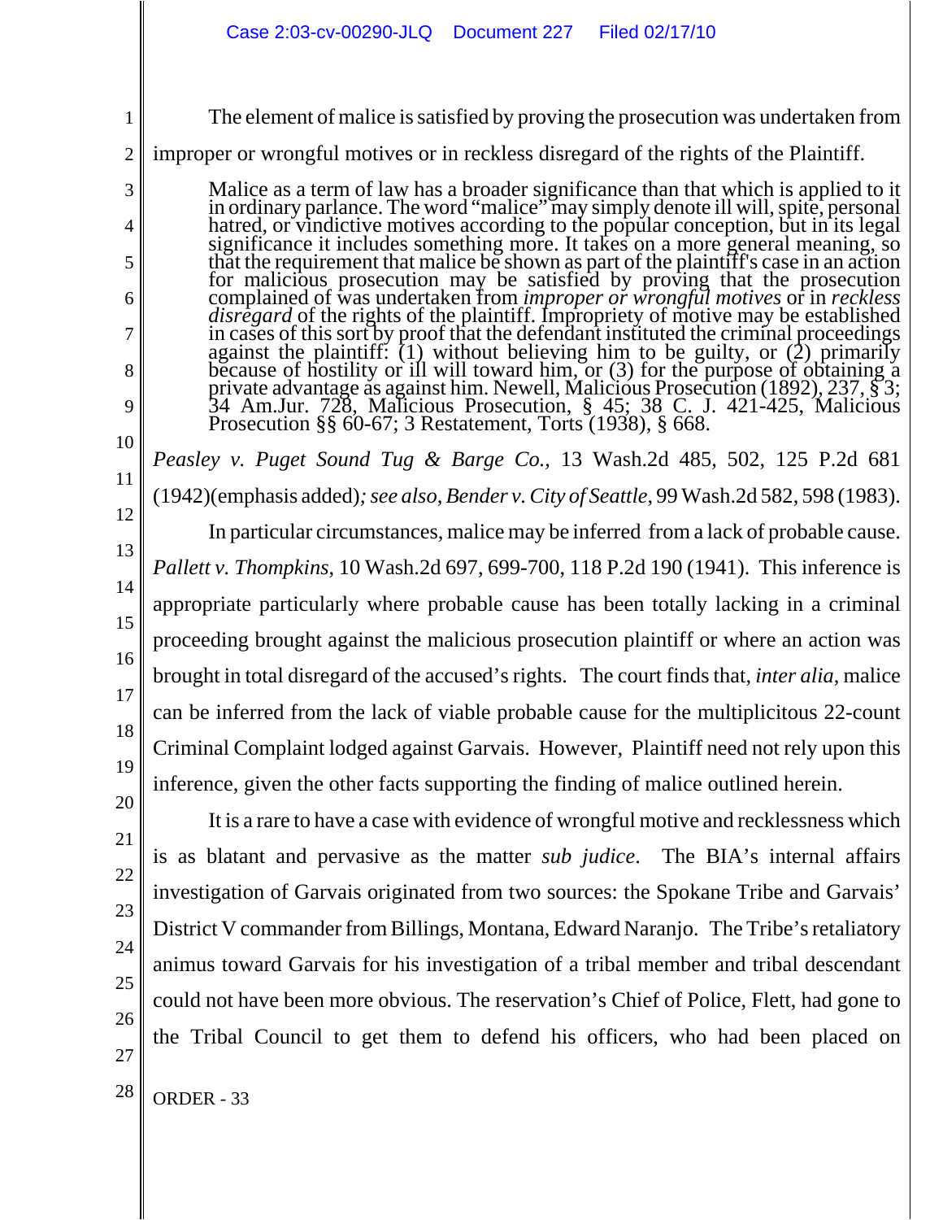The element of malice is satisfied by proving the prosecution was undertaken from improper or wrongful motives or in reckless disregard of the rights of the Plaintiff.

> Malice as a term of law has a broader significance than that which is applied to it in ordinary parlance. The word "malice" may simply denote ill will, spite, personal hatred, or vindictive motives according to the popular conception, but in its legal significance it includes something more. It takes on a more general meaning, so that the requirement that malice be shown as part of the plaintiff's case in an action for malicious prosecution may be satisfied by proving that the prosecution complained of was undertaken from *improper or wrongful motives* or in *reckless disregard* of the rights of the plaintiff. Impropriety of motive may be established in cases of this sort by proof that the defendant instituted the criminal proceedings against the plaintiff: (1) without believing him to be guilty, or (2) primarily because of hostility or ill will toward him, or (3) for the purpose of obtaining a private advantage as against him. Newell, Malicious Prosecution (1892), 237, § 3; 34 Am.Jur. 728, Malicious Prosecution, § 45; 38 C. J. 421-425, Malicious Prosecution §§ 60-67; 3 Restatement, Torts (1938), § 668.

*Peasley v. Puget Sound Tug & Barge Co.*, 13 Wash.2d 485, 502, 125 P.2d 681 (1942)(emphasis added)*; see also, Bender v. City of Seattle*, 99 Wash.2d 582, 598 (1983).

In particular circumstances, malice may be inferred from a lack of probable cause. *Pallett v. Thompkins*, 10 Wash.2d 697, 699-700, 118 P.2d 190 (1941). This inference is appropriate particularly where probable cause has been totally lacking in a criminal proceeding brought against the malicious prosecution plaintiff or where an action was brought in total disregard of the accused's rights. The court finds that, *inter alia*, malice can be inferred from the lack of viable probable cause for the multiplicitous 22-count Criminal Complaint lodged against Garvais. However, Plaintiff need not rely upon this inference, given the other facts supporting the finding of malice outlined herein.

It is a rare to have a case with evidence of wrongful motive and recklessness which is as blatant and pervasive as the matter *sub judice*. The BIA's internal affairs investigation of Garvais originated from two sources: the Spokane Tribe and Garvais' District V commander from Billings, Montana, Edward Naranjo. The Tribe's retaliatory animus toward Garvais for his investigation of a tribal member and tribal descendant could not have been more obvious. The reservation's Chief of Police, Flett, had gone to the Tribal Council to get them to defend his officers, who had been placed on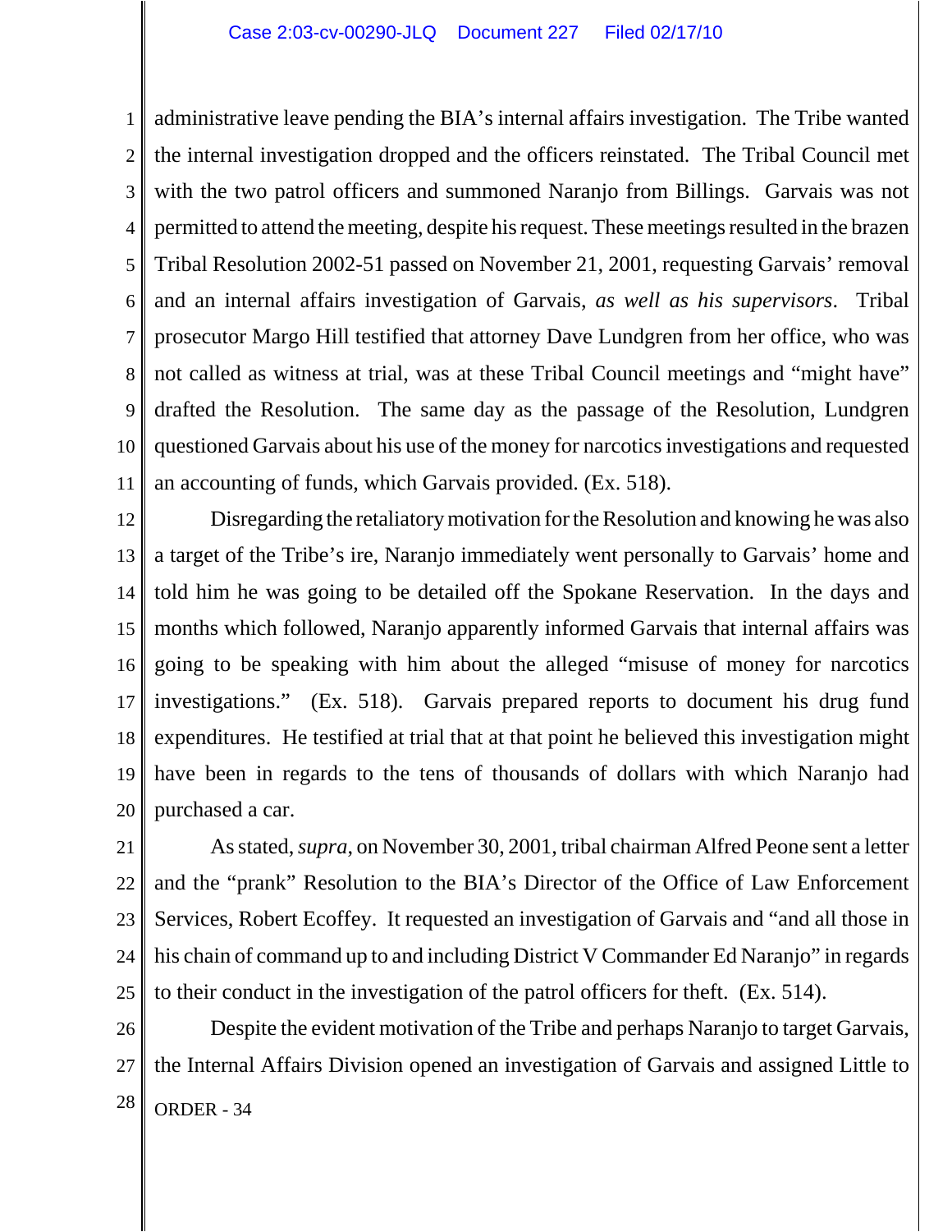administrative leave pending the BIA's internal affairs investigation. The Tribe wanted the internal investigation dropped and the officers reinstated. The Tribal Council met with the two patrol officers and summoned Naranjo from Billings. Garvais was not permitted to attend the meeting, despite his request. These meetings resulted in the brazen Tribal Resolution 2002-51 passed on November 21, 2001, requesting Garvais' removal and an internal affairs investigation of Garvais, *as well as his supervisors*. Tribal prosecutor Margo Hill testified that attorney Dave Lundgren from her office, who was not called as witness at trial, was at these Tribal Council meetings and "might have" drafted the Resolution. The same day as the passage of the Resolution, Lundgren questioned Garvais about his use of the money for narcotics investigations and requested an accounting of funds, which Garvais provided. (Ex. 518).

Disregarding the retaliatory motivation for the Resolution and knowing he was also a target of the Tribe's ire, Naranjo immediately went personally to Garvais' home and told him he was going to be detailed off the Spokane Reservation. In the days and months which followed, Naranjo apparently informed Garvais that internal affairs was going to be speaking with him about the alleged "misuse of money for narcotics investigations." (Ex. 518). Garvais prepared reports to document his drug fund expenditures. He testified at trial that at that point he believed this investigation might have been in regards to the tens of thousands of dollars with which Naranjo had purchased a car.

As stated, *supra*, on November 30, 2001, tribal chairman Alfred Peone sent a letter and the "prank" Resolution to the BIA's Director of the Office of Law Enforcement Services, Robert Ecoffey. It requested an investigation of Garvais and "and all those in his chain of command up to and including District V Commander Ed Naranjo" in regards to their conduct in the investigation of the patrol officers for theft. (Ex. 514).

Despite the evident motivation of the Tribe and perhaps Naranjo to target Garvais, the Internal Affairs Division opened an investigation of Garvais and assigned Little to

ORDER - 34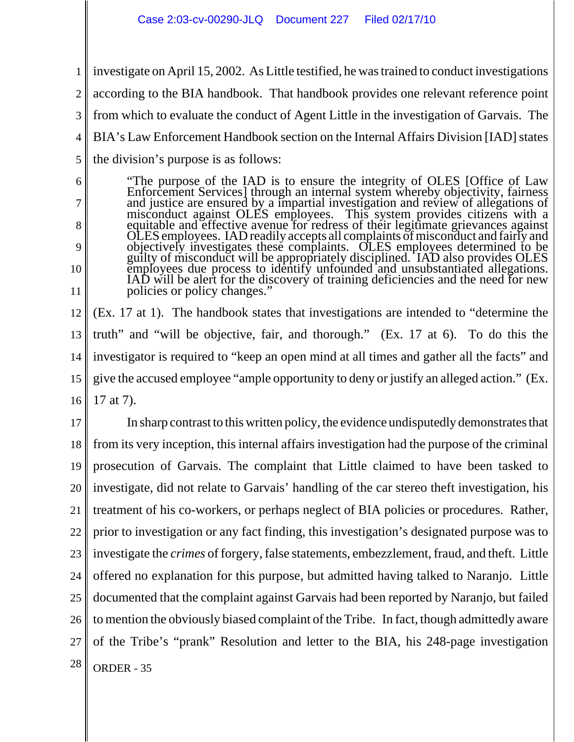investigate on April 15, 2002. As Little testified, he was trained to conduct investigations according to the BIA handbook. That handbook provides one relevant reference point from which to evaluate the conduct of Agent Little in the investigation of Garvais. The BIA's Law Enforcement Handbook section on the Internal Affairs Division [IAD] states the division's purpose is as follows:

> "The purpose of the IAD is to ensure the integrity of OLES [Office of Law Enforcement Services] through an internal system whereby objectivity, fairness and justice are ensured by a impartial investigation and review of allegations of misconduct against OLES employees. This system provides citizens with a equitable and effective avenue for redress of their legitimate grievances against OLES employees. IAD readily accepts all complaints of misconduct and fairly and objectively investigates these complaints. OLES employees determined to be guilty of misconduct will be appropriately disciplined. IAD also provides OLES employees due process to identify unfounded and unsubstantiated allegations. IAD will be alert for the discovery of training deficiencies and the need for new policies or policy changes."

(Ex. 17 at 1). The handbook states that investigations are intended to "determine the truth" and "will be objective, fair, and thorough." (Ex. 17 at 6). To do this the investigator is required to "keep an open mind at all times and gather all the facts" and give the accused employee "ample opportunity to deny or justify an alleged action." (Ex. 17 at 7).

In sharp contrast to this written policy, the evidence undisputedly demonstrates that from its very inception, this internal affairs investigation had the purpose of the criminal prosecution of Garvais. The complaint that Little claimed to have been tasked to investigate, did not relate to Garvais' handling of the car stereo theft investigation, his treatment of his co-workers, or perhaps neglect of BIA policies or procedures. Rather, prior to investigation or any fact finding, this investigation's designated purpose was to investigate the *crimes* of forgery, false statements, embezzlement, fraud, and theft. Little offered no explanation for this purpose, but admitted having talked to Naranjo. Little documented that the complaint against Garvais had been reported by Naranjo, but failed to mention the obviously biased complaint of the Tribe. In fact, though admittedly aware of the Tribe's "prank" Resolution and letter to the BIA, his 248-page investigation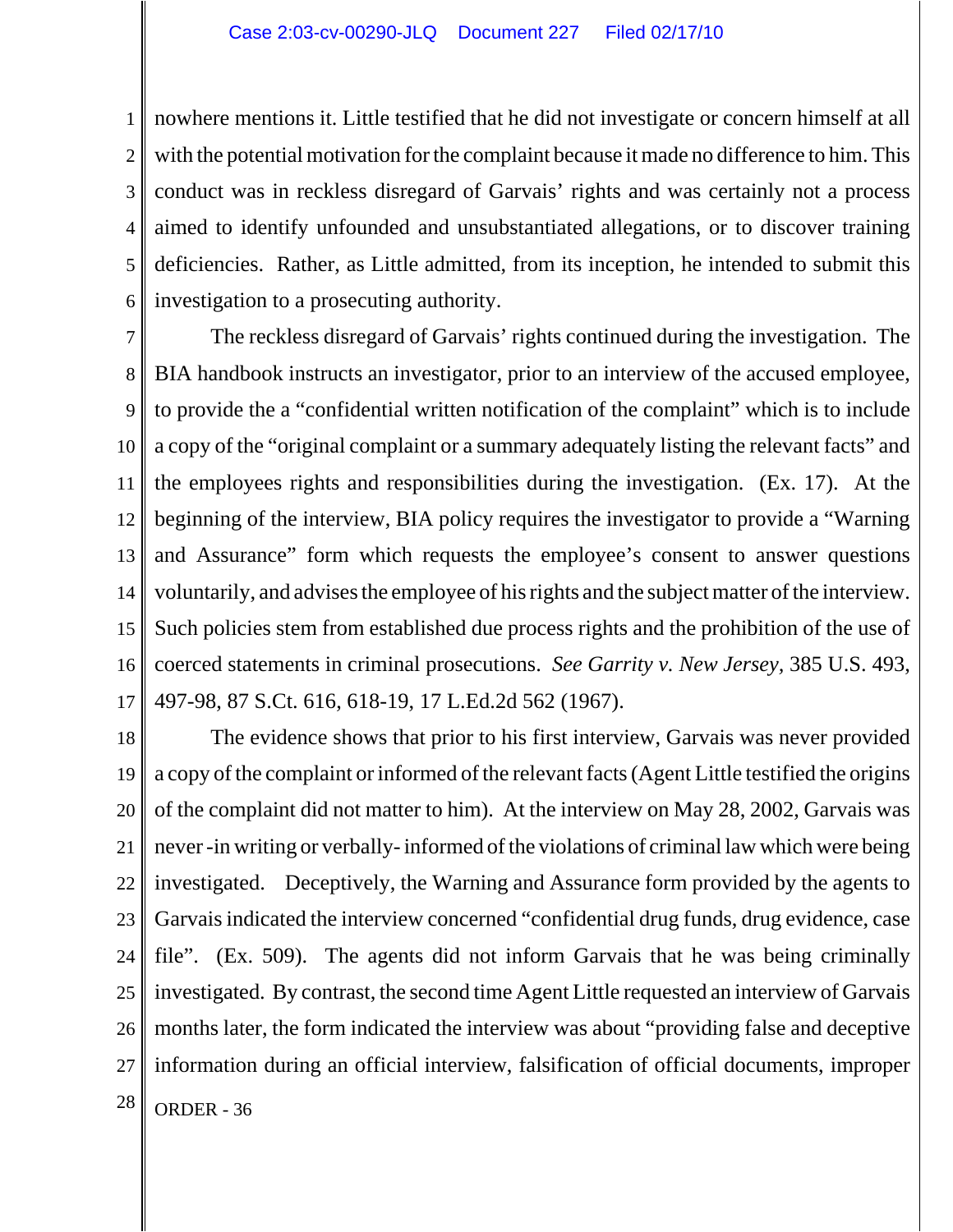nowhere mentions it. Little testified that he did not investigate or concern himself at all with the potential motivation for the complaint because it made no difference to him. This conduct was in reckless disregard of Garvais' rights and was certainly not a process aimed to identify unfounded and unsubstantiated allegations, or to discover training deficiencies. Rather, as Little admitted, from its inception, he intended to submit this investigation to a prosecuting authority.

The reckless disregard of Garvais' rights continued during the investigation. The BIA handbook instructs an investigator, prior to an interview of the accused employee, to provide the a "confidential written notification of the complaint" which is to include a copy of the "original complaint or a summary adequately listing the relevant facts" and the employees rights and responsibilities during the investigation. (Ex. 17). At the beginning of the interview, BIA policy requires the investigator to provide a "Warning and Assurance" form which requests the employee's consent to answer questions voluntarily, and advises the employee of his rights and the subject matter of the interview. Such policies stem from established due process rights and the prohibition of the use of coerced statements in criminal prosecutions. *See Garrity v. New Jersey,* 385 U.S. 493, 497-98, 87 S.Ct. 616, 618-19, 17 L.Ed.2d 562 (1967).

The evidence shows that prior to his first interview, Garvais was never provided a copy of the complaint or informed of the relevant facts (Agent Little testified the origins of the complaint did not matter to him). At the interview on May 28, 2002, Garvais was never -in writing or verbally- informed of the violations of criminal law which were being investigated. Deceptively, the Warning and Assurance form provided by the agents to Garvais indicated the interview concerned "confidential drug funds, drug evidence, case file". (Ex. 509). The agents did not inform Garvais that he was being criminally investigated. By contrast, the second time Agent Little requested an interview of Garvais months later, the form indicated the interview was about "providing false and deceptive information during an official interview, falsification of official documents, improper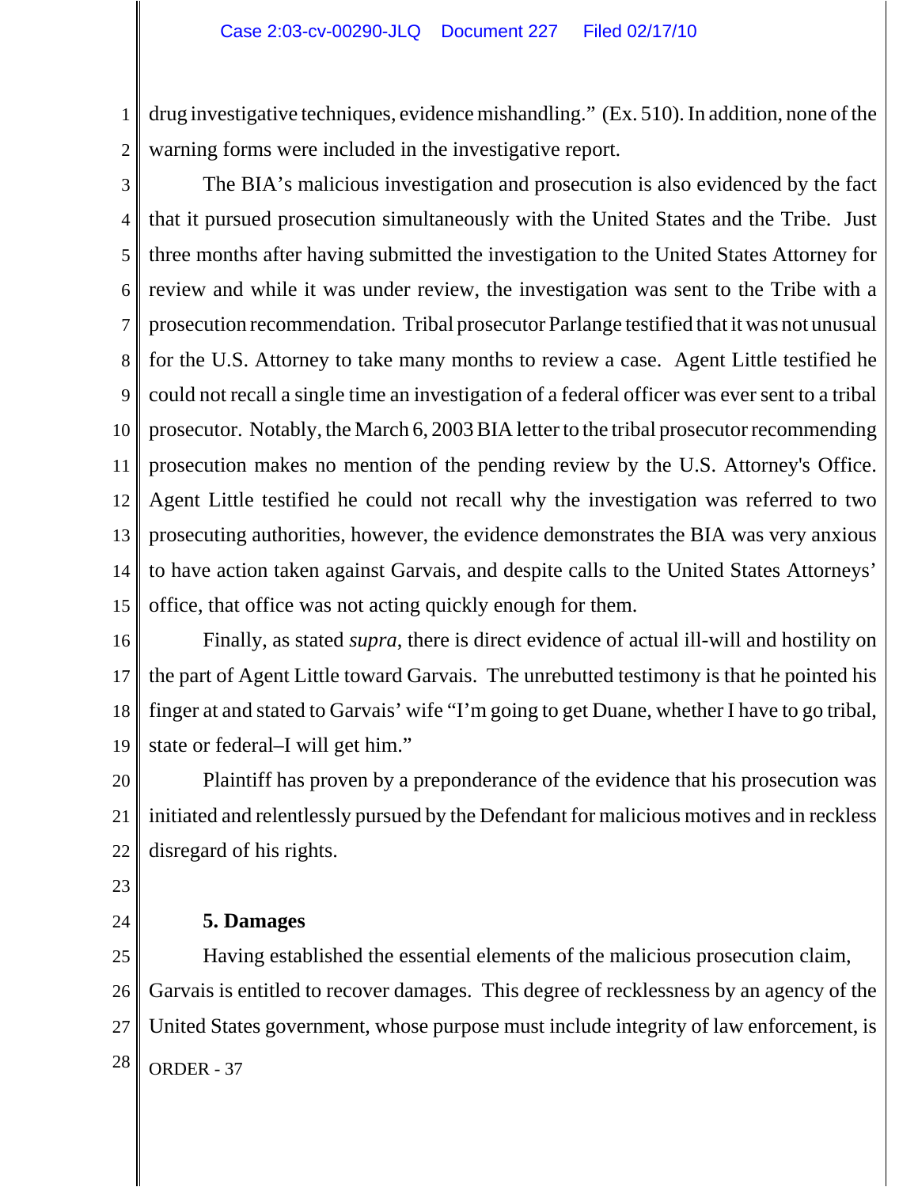drug investigative techniques, evidence mishandling." (Ex. 510). In addition, none of the warning forms were included in the investigative report.

The BIA's malicious investigation and prosecution is also evidenced by the fact that it pursued prosecution simultaneously with the United States and the Tribe. Just three months after having submitted the investigation to the United States Attorney for review and while it was under review, the investigation was sent to the Tribe with a prosecution recommendation. Tribal prosecutor Parlange testified that it was not unusual for the U.S. Attorney to take many months to review a case. Agent Little testified he could not recall a single time an investigation of a federal officer was ever sent to a tribal prosecutor. Notably, the March 6, 2003 BIA letter to the tribal prosecutor recommending prosecution makes no mention of the pending review by the U.S. Attorney's Office. Agent Little testified he could not recall why the investigation was referred to two prosecuting authorities, however, the evidence demonstrates the BIA was very anxious to have action taken against Garvais, and despite calls to the United States Attorneys' office, that office was not acting quickly enough for them.

Finally, as stated *supra*, there is direct evidence of actual ill-will and hostility on the part of Agent Little toward Garvais. The unrebutted testimony is that he pointed his finger at and stated to Garvais' wife "I'm going to get Duane, whether I have to go tribal, state or federal–I will get him."

Plaintiff has proven by a preponderance of the evidence that his prosecution was initiated and relentlessly pursued by the Defendant for malicious motives and in reckless disregard of his rights.

**5. Damages**

Having established the essential elements of the malicious prosecution claim, Garvais is entitled to recover damages. This degree of recklessness by an agency of the United States government, whose purpose must include integrity of law enforcement, is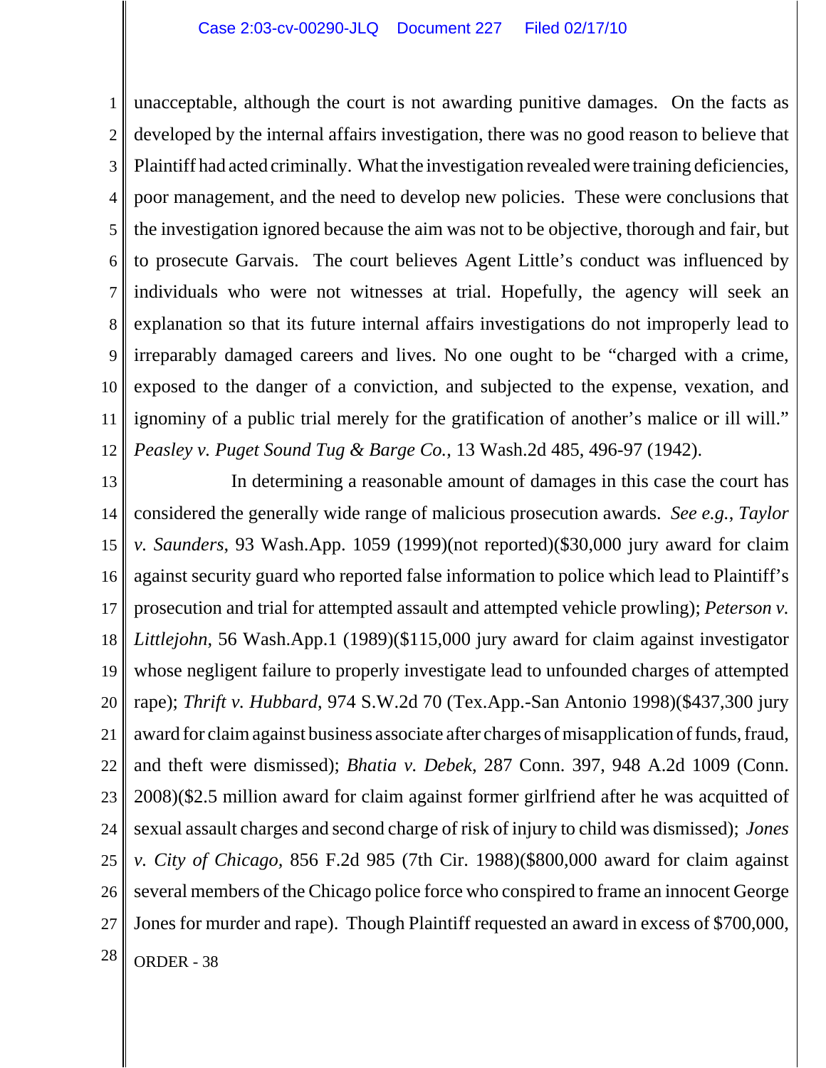unacceptable, although the court is not awarding punitive damages. On the facts as developed by the internal affairs investigation, there was no good reason to believe that Plaintiff had acted criminally. What the investigation revealed were training deficiencies, poor management, and the need to develop new policies. These were conclusions that the investigation ignored because the aim was not to be objective, thorough and fair, but to prosecute Garvais. The court believes Agent Little's conduct was influenced by individuals who were not witnesses at trial. Hopefully, the agency will seek an explanation so that its future internal affairs investigations do not improperly lead to irreparably damaged careers and lives. No one ought to be "charged with a crime, exposed to the danger of a conviction, and subjected to the expense, vexation, and ignominy of a public trial merely for the gratification of another's malice or ill will." *Peasley v. Puget Sound Tug & Barge Co.*, 13 Wash.2d 485, 496-97 (1942).

In determining a reasonable amount of damages in this case the court has considered the generally wide range of malicious prosecution awards. *See e.g.*, *Taylor v. Saunders*, 93 Wash.App. 1059 (1999)(not reported)($30,000 jury award for claim against security guard who reported false information to police which lead to Plaintiff's prosecution and trial for attempted assault and attempted vehicle prowling); *Peterson v. Littlejohn*, 56 Wash.App.1 (1989)($115,000 jury award for claim against investigator whose negligent failure to properly investigate lead to unfounded charges of attempted rape); *Thrift v. Hubbard*, 974 S.W.2d 70 (Tex.App.-San Antonio 1998)($437,300 jury award for claim against business associate after charges of misapplication of funds, fraud, and theft were dismissed); *Bhatia v. Debek*, 287 Conn. 397, 948 A.2d 1009 (Conn. 2008)($2.5 million award for claim against former girlfriend after he was acquitted of sexual assault charges and second charge of risk of injury to child was dismissed); *Jones v. City of Chicago*, 856 F.2d 985 (7th Cir. 1988)($800,000 award for claim against several members of the Chicago police force who conspired to frame an innocent George Jones for murder and rape). Though Plaintiff requested an award in excess of $700,000,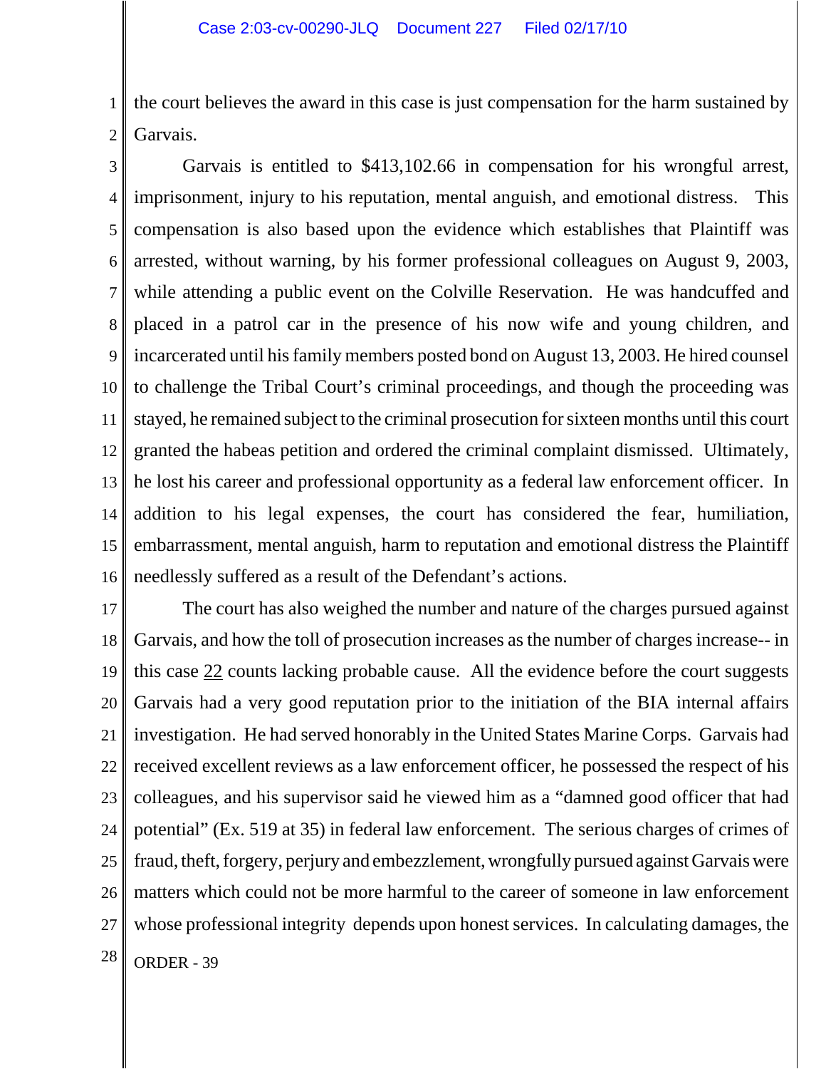the court believes the award in this case is just compensation for the harm sustained by Garvais.

Garvais is entitled to $413,102.66 in compensation for his wrongful arrest, imprisonment, injury to his reputation, mental anguish, and emotional distress. This compensation is also based upon the evidence which establishes that Plaintiff was arrested, without warning, by his former professional colleagues on August 9, 2003, while attending a public event on the Colville Reservation. He was handcuffed and placed in a patrol car in the presence of his now wife and young children, and incarcerated until his family members posted bond on August 13, 2003. He hired counsel to challenge the Tribal Court's criminal proceedings, and though the proceeding was stayed, he remained subject to the criminal prosecution for sixteen months until this court granted the habeas petition and ordered the criminal complaint dismissed. Ultimately, he lost his career and professional opportunity as a federal law enforcement officer. In addition to his legal expenses, the court has considered the fear, humiliation, embarrassment, mental anguish, harm to reputation and emotional distress the Plaintiff needlessly suffered as a result of the Defendant's actions.

The court has also weighed the number and nature of the charges pursued against Garvais, and how the toll of prosecution increases as the number of charges increase-- in this case <u>22</u> counts lacking probable cause. All the evidence before the court suggests Garvais had a very good reputation prior to the initiation of the BIA internal affairs investigation. He had served honorably in the United States Marine Corps. Garvais had received excellent reviews as a law enforcement officer, he possessed the respect of his colleagues, and his supervisor said he viewed him as a "damned good officer that had potential" (Ex. 519 at 35) in federal law enforcement. The serious charges of crimes of fraud, theft, forgery, perjury and embezzlement, wrongfully pursued against Garvais were matters which could not be more harmful to the career of someone in law enforcement whose professional integrity depends upon honest services. In calculating damages, the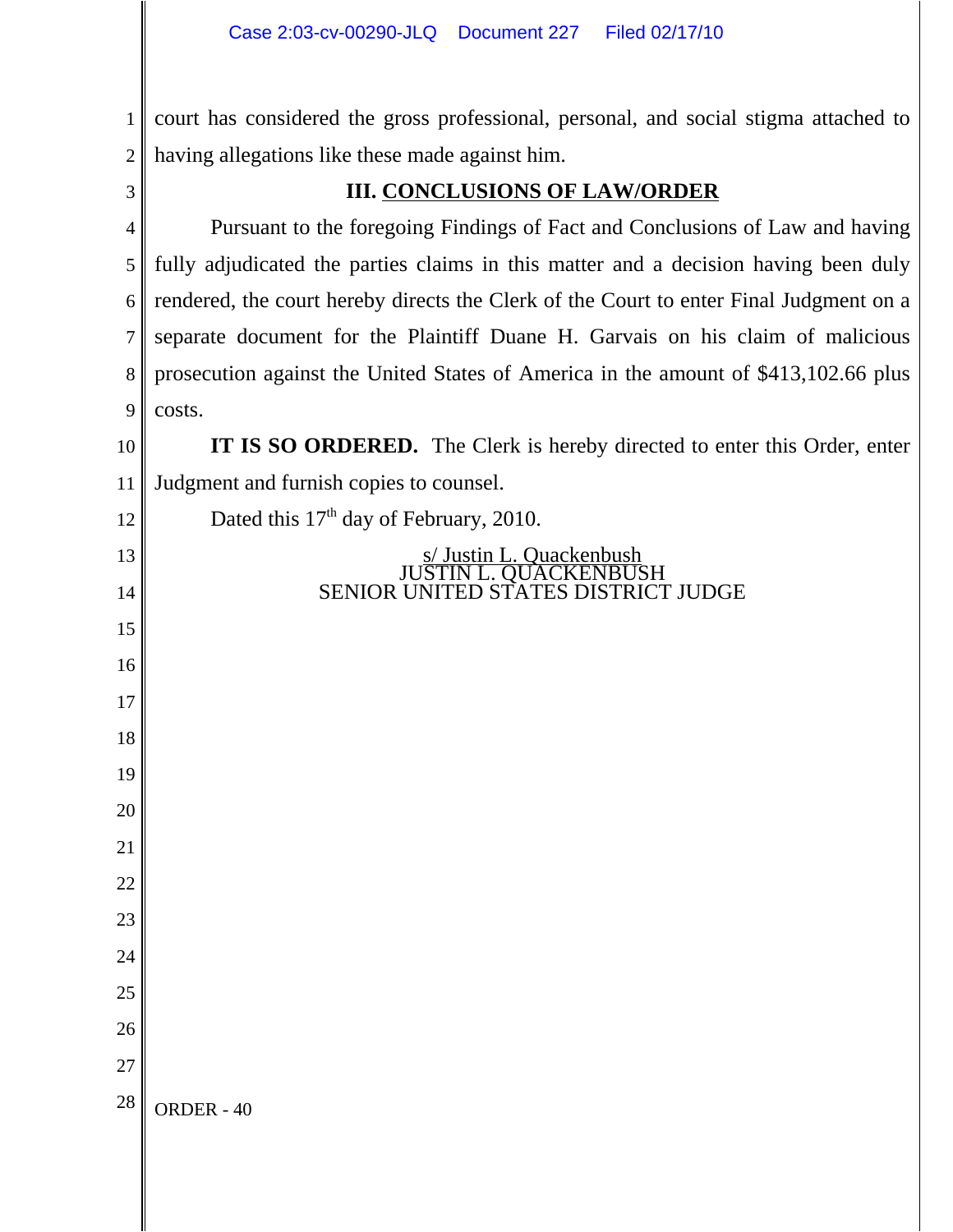court has considered the gross professional, personal, and social stigma attached to having allegations like these made against him.

### III. CONCLUSIONS OF LAW/ORDER

Pursuant to the foregoing Findings of Fact and Conclusions of Law and having fully adjudicated the parties claims in this matter and a decision having been duly rendered, the court hereby directs the Clerk of the Court to enter Final Judgment on a separate document for the Plaintiff Duane H. Garvais on his claim of malicious prosecution against the United States of America in the amount of $413,102.66 plus costs.

**IT IS SO ORDERED.** The Clerk is hereby directed to enter this Order, enter Judgment and furnish copies to counsel.

Dated this 17th day of February, 2010.

s/ Justin L. Quackenbush
JUSTIN L. QUACKENBUSH
SENIOR UNITED STATES DISTRICT JUDGE